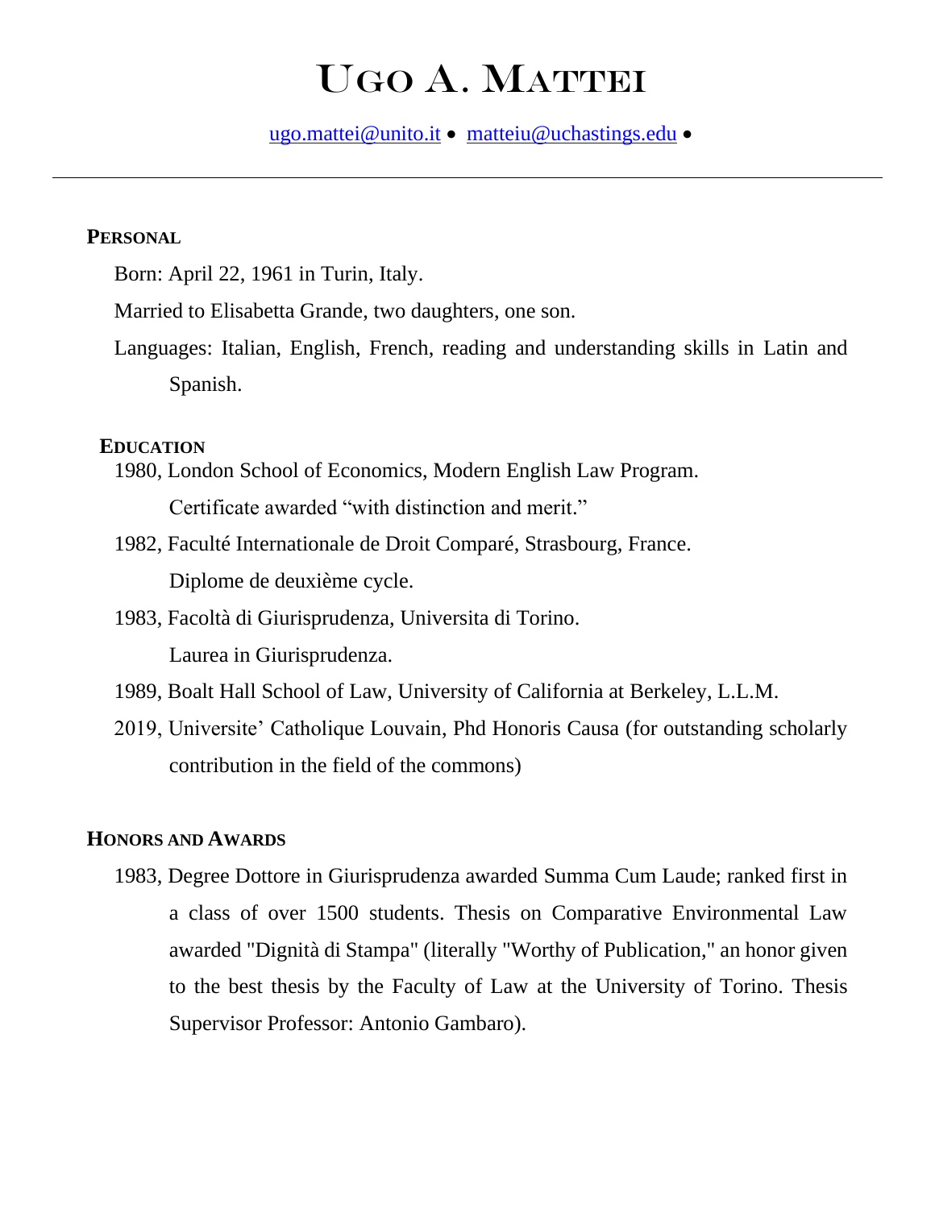# Ugo A. Mattei

ugo.mattei@unito.it • matteiu@uchastings.edu •

---

## Personal

Born: April 22, 1961 in Turin, Italy.

Married to Elisabetta Grande, two daughters, one son.

Languages: Italian, English, French, reading and understanding skills in Latin and Spanish.

## Education

1980, London School of Economics, Modern English Law Program.
Certificate awarded "with distinction and merit."

1982, Faculté Internationale de Droit Comparé, Strasbourg, France.
Diplome de deuxième cycle.

1983, Facoltà di Giurisprudenza, Universita di Torino.
Laurea in Giurisprudenza.

1989, Boalt Hall School of Law, University of California at Berkeley, L.L.M.

2019, Universite' Catholique Louvain, Phd Honoris Causa (for outstanding scholarly contribution in the field of the commons)

## Honors and Awards

1983, Degree Dottore in Giurisprudenza awarded Summa Cum Laude; ranked first in a class of over 1500 students. Thesis on Comparative Environmental Law awarded "Dignità di Stampa" (literally "Worthy of Publication," an honor given to the best thesis by the Faculty of Law at the University of Torino. Thesis Supervisor Professor: Antonio Gambaro).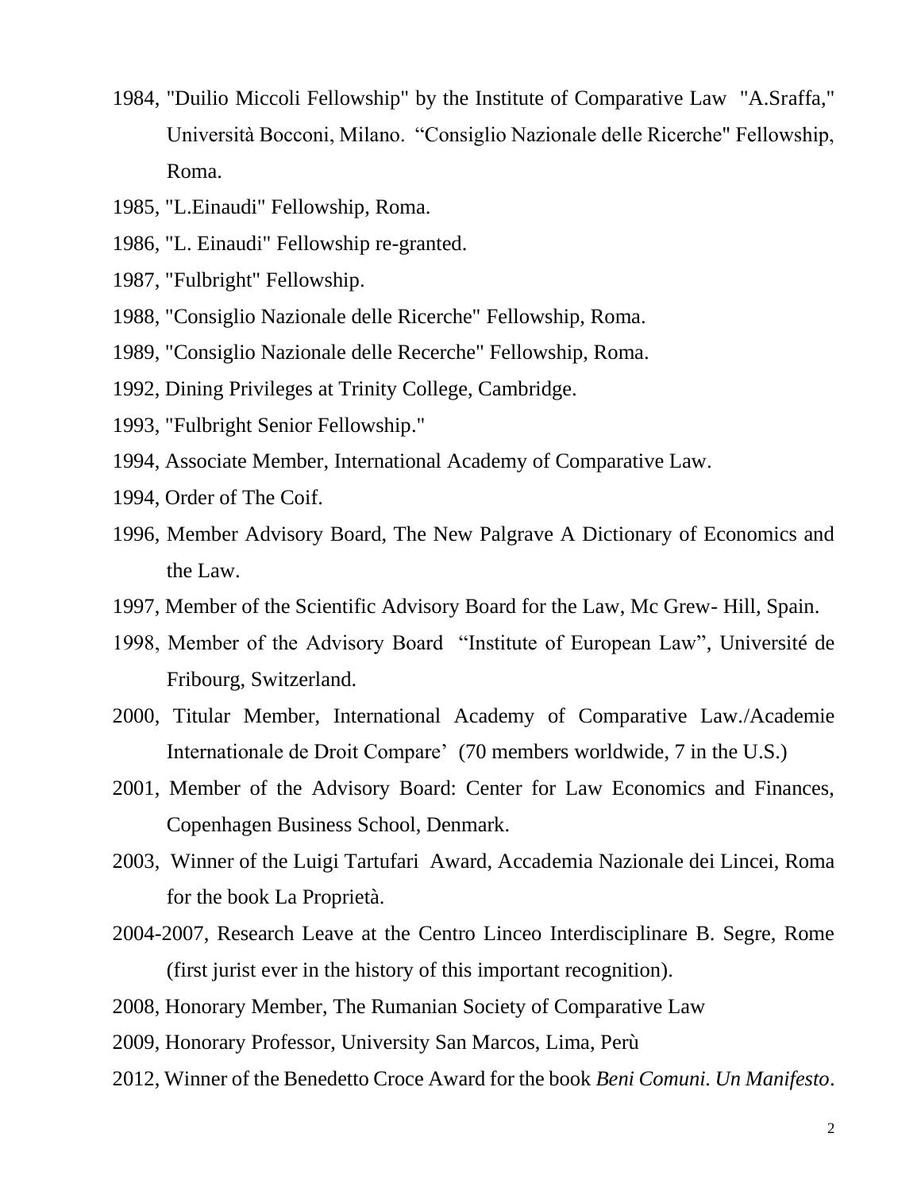1984, "Duilio Miccoli Fellowship" by the Institute of Comparative Law "A.Sraffa," Università Bocconi, Milano. "Consiglio Nazionale delle Ricerche" Fellowship, Roma.

1985, "L.Einaudi" Fellowship, Roma.

1986, "L. Einaudi" Fellowship re-granted.

1987, "Fulbright" Fellowship.

1988, "Consiglio Nazionale delle Ricerche" Fellowship, Roma.

1989, "Consiglio Nazionale delle Recerche" Fellowship, Roma.

1992, Dining Privileges at Trinity College, Cambridge.

1993, "Fulbright Senior Fellowship."

1994, Associate Member, International Academy of Comparative Law.

1994, Order of The Coif.

1996, Member Advisory Board, The New Palgrave A Dictionary of Economics and the Law.

1997, Member of the Scientific Advisory Board for the Law, Mc Grew- Hill, Spain.

1998, Member of the Advisory Board "Institute of European Law", Université de Fribourg, Switzerland.

2000, Titular Member, International Academy of Comparative Law./Academie Internationale de Droit Compare' (70 members worldwide, 7 in the U.S.)

2001, Member of the Advisory Board: Center for Law Economics and Finances, Copenhagen Business School, Denmark.

2003, Winner of the Luigi Tartufari Award, Accademia Nazionale dei Lincei, Roma for the book La Proprietà.

2004-2007, Research Leave at the Centro Linceo Interdisciplinare B. Segre, Rome (first jurist ever in the history of this important recognition).

2008, Honorary Member, The Rumanian Society of Comparative Law

2009, Honorary Professor, University San Marcos, Lima, Perù

2012, Winner of the Benedetto Croce Award for the book *Beni Comuni. Un Manifesto*.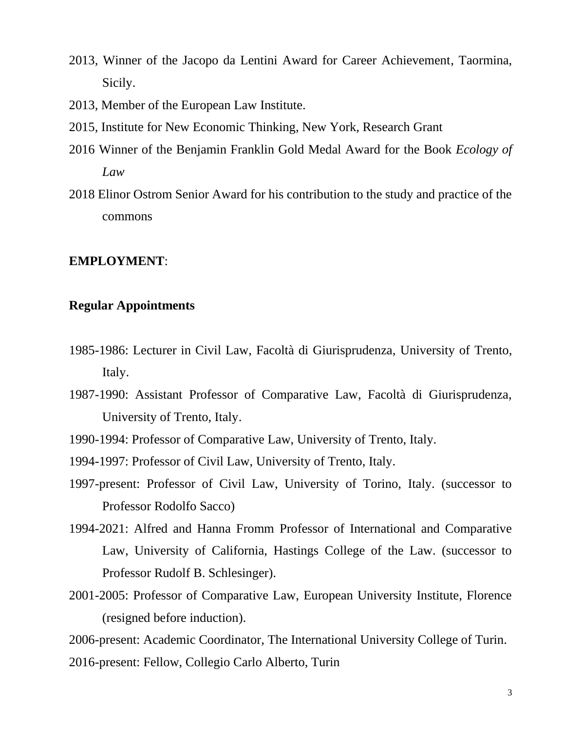2013, Winner of the Jacopo da Lentini Award for Career Achievement, Taormina, Sicily.

2013, Member of the European Law Institute.

2015, Institute for New Economic Thinking, New York, Research Grant

2016 Winner of the Benjamin Franklin Gold Medal Award for the Book *Ecology of Law*

2018 Elinor Ostrom Senior Award for his contribution to the study and practice of the commons

**EMPLOYMENT**:

**Regular Appointments**

1985-1986: Lecturer in Civil Law, Facoltà di Giurisprudenza, University of Trento, Italy.

1987-1990: Assistant Professor of Comparative Law, Facoltà di Giurisprudenza, University of Trento, Italy.

1990-1994: Professor of Comparative Law, University of Trento, Italy.

1994-1997: Professor of Civil Law, University of Trento, Italy.

1997-present: Professor of Civil Law, University of Torino, Italy. (successor to Professor Rodolfo Sacco)

1994-2021: Alfred and Hanna Fromm Professor of International and Comparative Law, University of California, Hastings College of the Law. (successor to Professor Rudolf B. Schlesinger).

2001-2005: Professor of Comparative Law, European University Institute, Florence (resigned before induction).

2006-present: Academic Coordinator, The International University College of Turin.

2016-present: Fellow, Collegio Carlo Alberto, Turin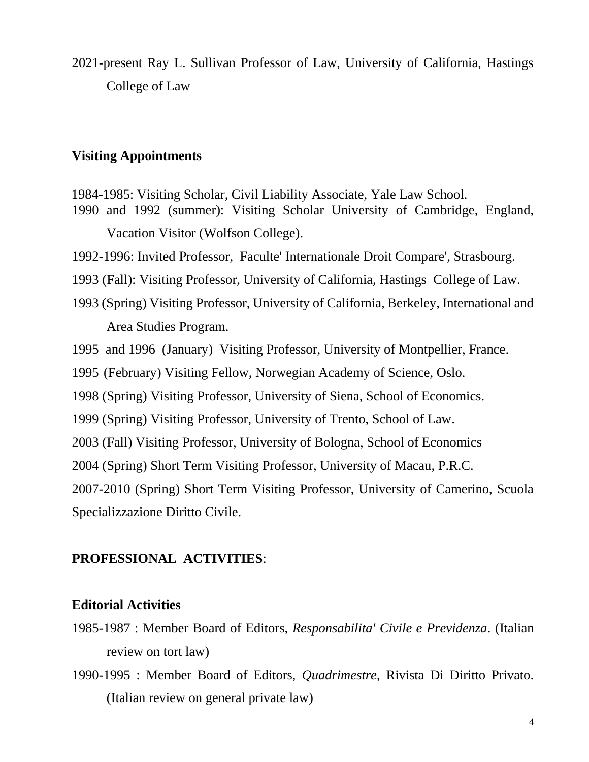2021-present Ray L. Sullivan Professor of Law, University of California, Hastings College of Law

### Visiting Appointments

1984-1985: Visiting Scholar, Civil Liability Associate, Yale Law School.

1990 and 1992 (summer): Visiting Scholar University of Cambridge, England, Vacation Visitor (Wolfson College).

1992-1996: Invited Professor, Faculte' Internationale Droit Compare', Strasbourg.

1993 (Fall): Visiting Professor, University of California, Hastings College of Law.

1993 (Spring) Visiting Professor, University of California, Berkeley, International and Area Studies Program.

1995 and 1996 (January) Visiting Professor, University of Montpellier, France.

1995 (February) Visiting Fellow, Norwegian Academy of Science, Oslo.

1998 (Spring) Visiting Professor, University of Siena, School of Economics.

1999 (Spring) Visiting Professor, University of Trento, School of Law.

2003 (Fall) Visiting Professor, University of Bologna, School of Economics

2004 (Spring) Short Term Visiting Professor, University of Macau, P.R.C.

2007-2010 (Spring) Short Term Visiting Professor, University of Camerino, Scuola Specializzazione Diritto Civile.

## PROFESSIONAL ACTIVITIES:

### Editorial Activities

1985-1987 : Member Board of Editors, *Responsabilita' Civile e Previdenza*. (Italian review on tort law)

1990-1995 : Member Board of Editors, *Quadrimestre*, Rivista Di Diritto Privato. (Italian review on general private law)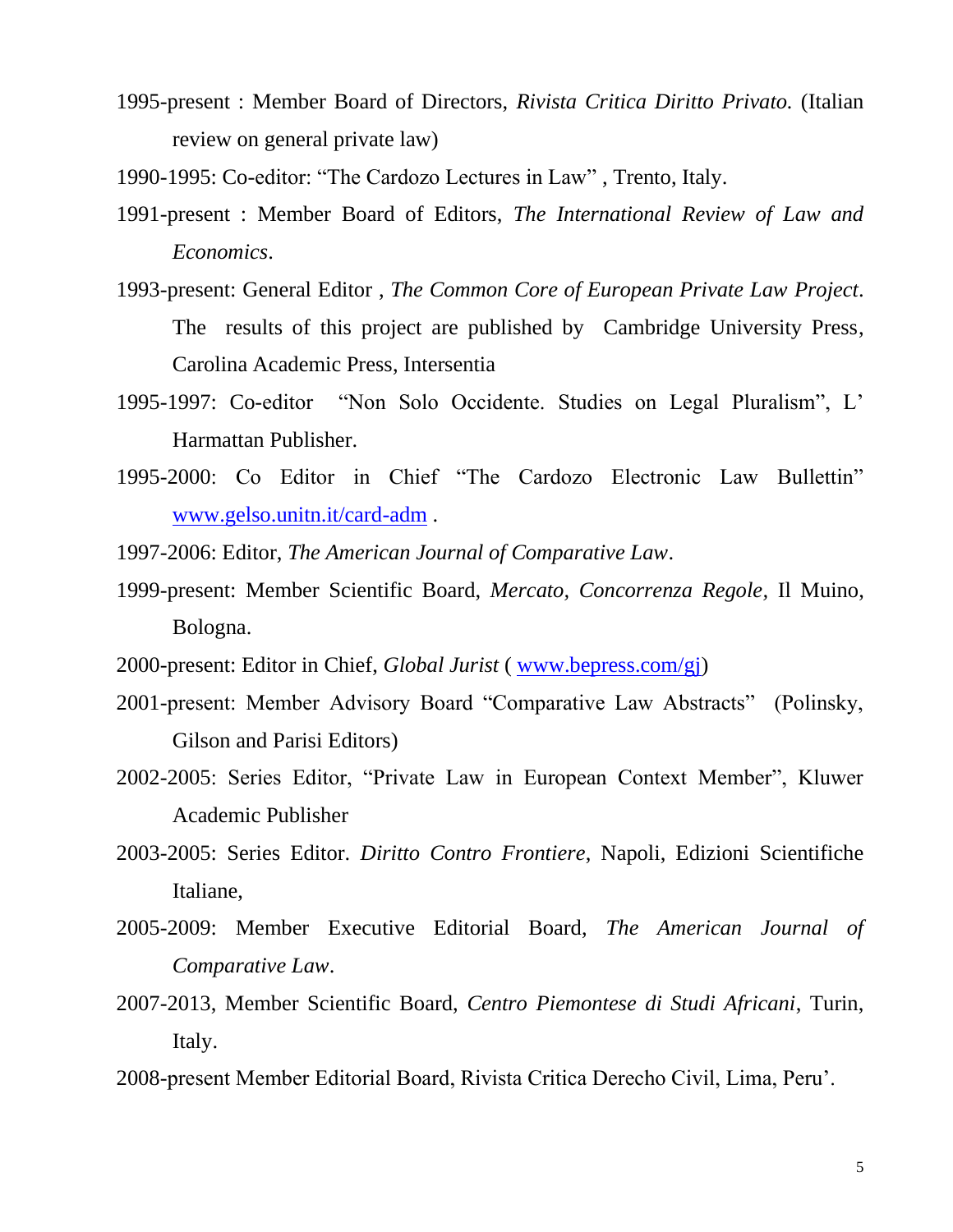1995-present : Member Board of Directors, *Rivista Critica Diritto Privato.* (Italian review on general private law)

1990-1995: Co-editor: "The Cardozo Lectures in Law" , Trento, Italy.

1991-present : Member Board of Editors, *The International Review of Law and Economics*.

1993-present: General Editor , *The Common Core of European Private Law Project*. The results of this project are published by Cambridge University Press, Carolina Academic Press, Intersentia

1995-1997: Co-editor "Non Solo Occidente. Studies on Legal Pluralism", L' Harmattan Publisher.

1995-2000: Co Editor in Chief "The Cardozo Electronic Law Bullettin" [www.gelso.unitn.it/card-adm](www.gelso.unitn.it/card-adm) .

1997-2006: Editor, *The American Journal of Comparative Law*.

1999-present: Member Scientific Board, *Mercato, Concorrenza Regole*, Il Muino, Bologna.

2000-present: Editor in Chief, *Global Jurist* ( [www.bepress.com/gj](www.bepress.com/gj))

2001-present: Member Advisory Board "Comparative Law Abstracts" (Polinsky, Gilson and Parisi Editors)

2002-2005: Series Editor, "Private Law in European Context Member", Kluwer Academic Publisher

2003-2005: Series Editor. *Diritto Contro Frontiere*, Napoli, Edizioni Scientifiche Italiane,

2005-2009: Member Executive Editorial Board, *The American Journal of Comparative Law*.

2007-2013, Member Scientific Board, *Centro Piemontese di Studi Africani*, Turin, Italy.

2008-present Member Editorial Board, Rivista Critica Derecho Civil, Lima, Peru'.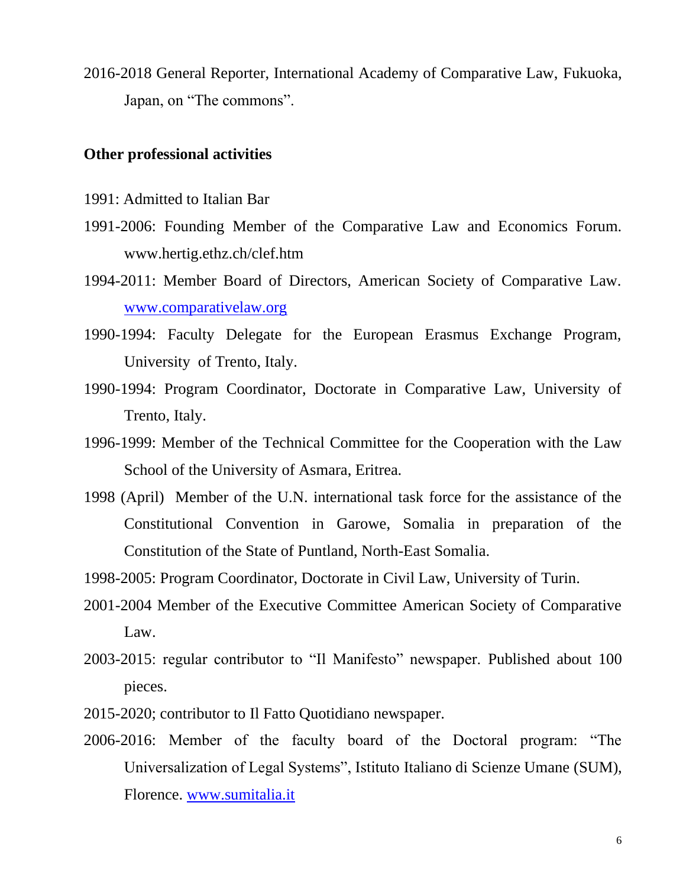2016-2018 General Reporter, International Academy of Comparative Law, Fukuoka, Japan, on "The commons".

**Other professional activities**

1991: Admitted to Italian Bar

1991-2006: Founding Member of the Comparative Law and Economics Forum. www.hertig.ethz.ch/clef.htm

1994-2011: Member Board of Directors, American Society of Comparative Law. [www.comparativelaw.org](www.comparativelaw.org)

1990-1994: Faculty Delegate for the European Erasmus Exchange Program, University of Trento, Italy.

1990-1994: Program Coordinator, Doctorate in Comparative Law, University of Trento, Italy.

1996-1999: Member of the Technical Committee for the Cooperation with the Law School of the University of Asmara, Eritrea.

1998 (April) Member of the U.N. international task force for the assistance of the Constitutional Convention in Garowe, Somalia in preparation of the Constitution of the State of Puntland, North-East Somalia.

1998-2005: Program Coordinator, Doctorate in Civil Law, University of Turin.

2001-2004 Member of the Executive Committee American Society of Comparative Law.

2003-2015: regular contributor to "Il Manifesto" newspaper. Published about 100 pieces.

2015-2020; contributor to Il Fatto Quotidiano newspaper.

2006-2016: Member of the faculty board of the Doctoral program: "The Universalization of Legal Systems", Istituto Italiano di Scienze Umane (SUM), Florence. [www.sumitalia.it](www.sumitalia.it)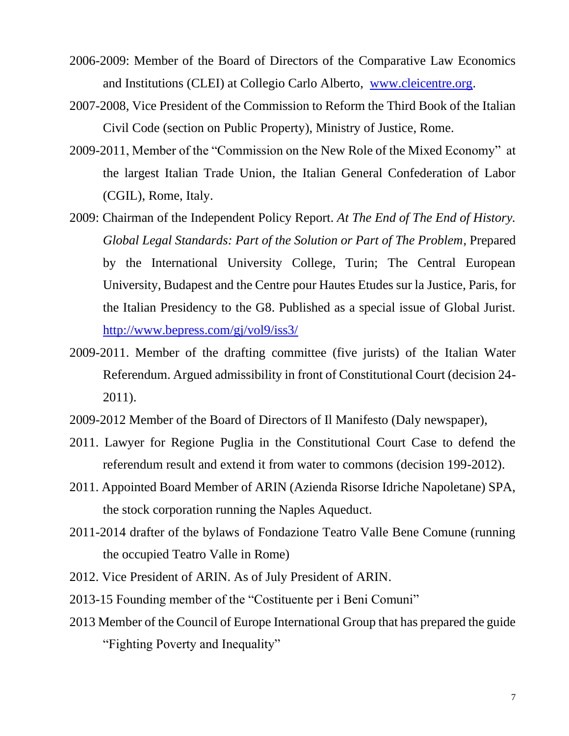2006-2009: Member of the Board of Directors of the Comparative Law Economics and Institutions (CLEI) at Collegio Carlo Alberto, [www.cleicentre.org](http://www.cleicentre.org).

2007-2008, Vice President of the Commission to Reform the Third Book of the Italian Civil Code (section on Public Property), Ministry of Justice, Rome.

2009-2011, Member of the "Commission on the New Role of the Mixed Economy" at the largest Italian Trade Union, the Italian General Confederation of Labor (CGIL), Rome, Italy.

2009: Chairman of the Independent Policy Report. *At The End of The End of History. Global Legal Standards: Part of the Solution or Part of The Problem*, Prepared by the International University College, Turin; The Central European University, Budapest and the Centre pour Hautes Etudes sur la Justice, Paris, for the Italian Presidency to the G8. Published as a special issue of Global Jurist. [http://www.bepress.com/gj/vol9/iss3/](http://www.bepress.com/gj/vol9/iss3/)

2009-2011. Member of the drafting committee (five jurists) of the Italian Water Referendum. Argued admissibility in front of Constitutional Court (decision 24-2011).

2009-2012 Member of the Board of Directors of Il Manifesto (Daly newspaper),

2011. Lawyer for Regione Puglia in the Constitutional Court Case to defend the referendum result and extend it from water to commons (decision 199-2012).

2011. Appointed Board Member of ARIN (Azienda Risorse Idriche Napoletane) SPA, the stock corporation running the Naples Aqueduct.

2011-2014 drafter of the bylaws of Fondazione Teatro Valle Bene Comune (running the occupied Teatro Valle in Rome)

2012. Vice President of ARIN. As of July President of ARIN.

2013-15 Founding member of the "Costituente per i Beni Comuni"

2013 Member of the Council of Europe International Group that has prepared the guide "Fighting Poverty and Inequality"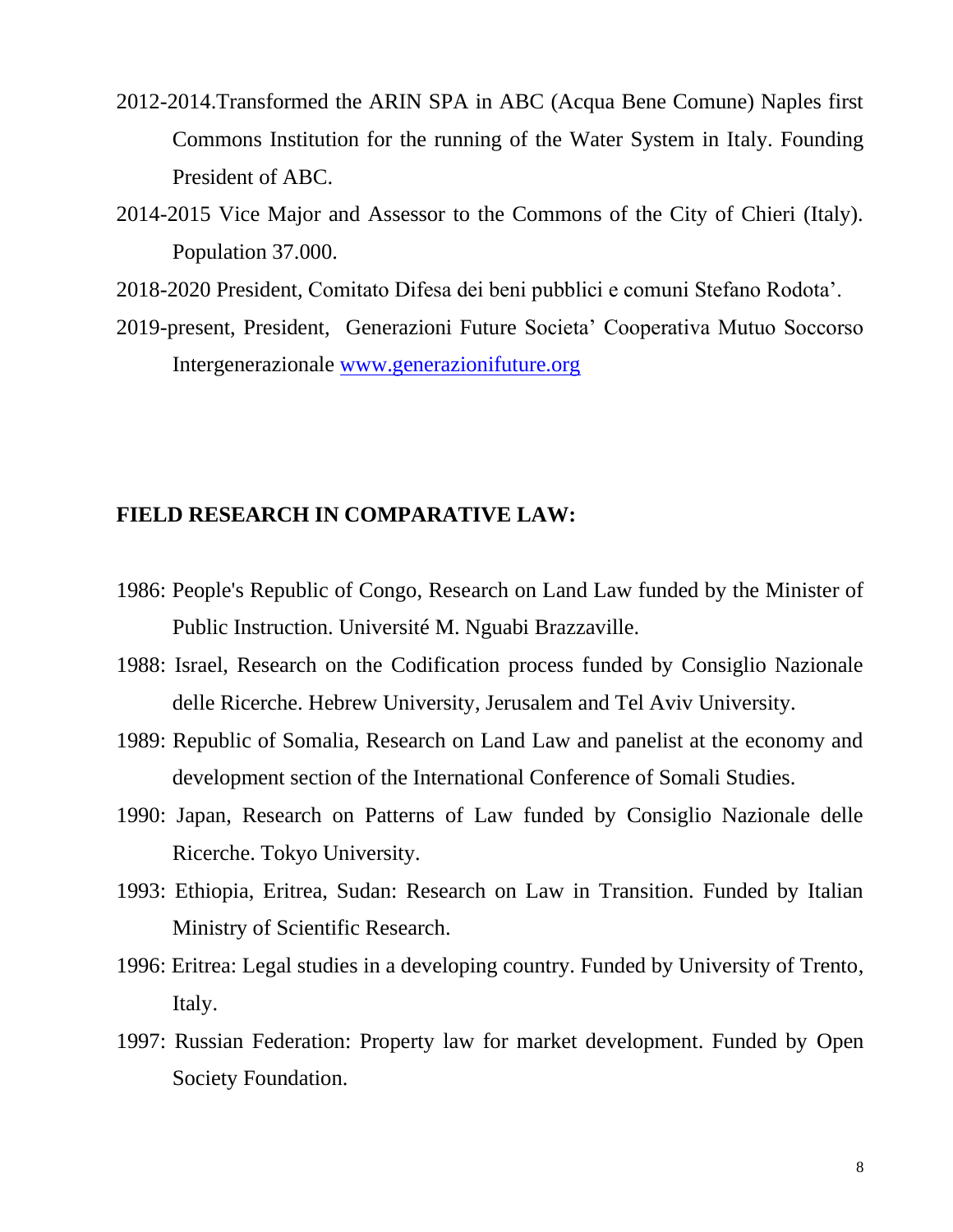2012-2014.Transformed the ARIN SPA in ABC (Acqua Bene Comune) Naples first Commons Institution for the running of the Water System in Italy. Founding President of ABC.

2014-2015 Vice Major and Assessor to the Commons of the City of Chieri (Italy). Population 37.000.

2018-2020 President, Comitato Difesa dei beni pubblici e comuni Stefano Rodota'.

2019-present, President, Generazioni Future Societa' Cooperativa Mutuo Soccorso Intergenerazionale [www.generazionifuture.org](http://www.generazionifuture.org)

**FIELD RESEARCH IN COMPARATIVE LAW:**

1986: People's Republic of Congo, Research on Land Law funded by the Minister of Public Instruction. Université M. Nguabi Brazzaville.

1988: Israel, Research on the Codification process funded by Consiglio Nazionale delle Ricerche. Hebrew University, Jerusalem and Tel Aviv University.

1989: Republic of Somalia, Research on Land Law and panelist at the economy and development section of the International Conference of Somali Studies.

1990: Japan, Research on Patterns of Law funded by Consiglio Nazionale delle Ricerche. Tokyo University.

1993: Ethiopia, Eritrea, Sudan: Research on Law in Transition. Funded by Italian Ministry of Scientific Research.

1996: Eritrea: Legal studies in a developing country. Funded by University of Trento, Italy.

1997: Russian Federation: Property law for market development. Funded by Open Society Foundation.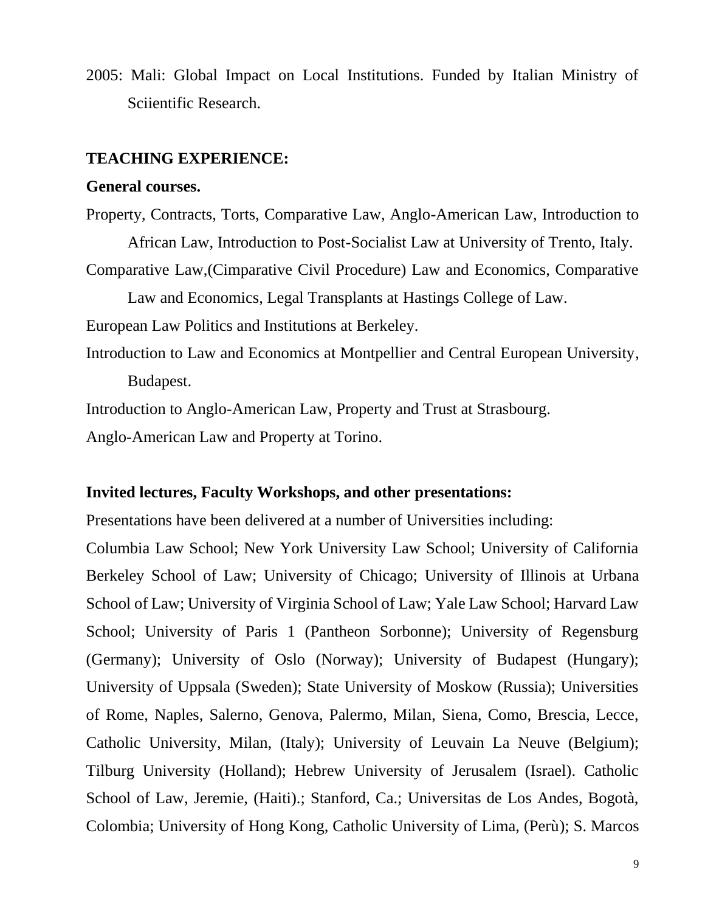2005: Mali: Global Impact on Local Institutions. Funded by Italian Ministry of Sciientific Research.

**TEACHING EXPERIENCE:**

**General courses.**

Property, Contracts, Torts, Comparative Law, Anglo-American Law, Introduction to African Law, Introduction to Post-Socialist Law at University of Trento, Italy.

Comparative Law,(Cimparative Civil Procedure) Law and Economics, Comparative Law and Economics, Legal Transplants at Hastings College of Law.

European Law Politics and Institutions at Berkeley.

Introduction to Law and Economics at Montpellier and Central European University, Budapest.

Introduction to Anglo-American Law, Property and Trust at Strasbourg.

Anglo-American Law and Property at Torino.

**Invited lectures, Faculty Workshops, and other presentations:**

Presentations have been delivered at a number of Universities including:

Columbia Law School; New York University Law School; University of California Berkeley School of Law; University of Chicago; University of Illinois at Urbana School of Law; University of Virginia School of Law; Yale Law School; Harvard Law School; University of Paris 1 (Pantheon Sorbonne); University of Regensburg (Germany); University of Oslo (Norway); University of Budapest (Hungary); University of Uppsala (Sweden); State University of Moskow (Russia); Universities of Rome, Naples, Salerno, Genova, Palermo, Milan, Siena, Como, Brescia, Lecce, Catholic University, Milan, (Italy); University of Leuvain La Neuve (Belgium); Tilburg University (Holland); Hebrew University of Jerusalem (Israel). Catholic School of Law, Jeremie, (Haiti).; Stanford, Ca.; Universitas de Los Andes, Bogotà, Colombia; University of Hong Kong, Catholic University of Lima, (Perù); S. Marcos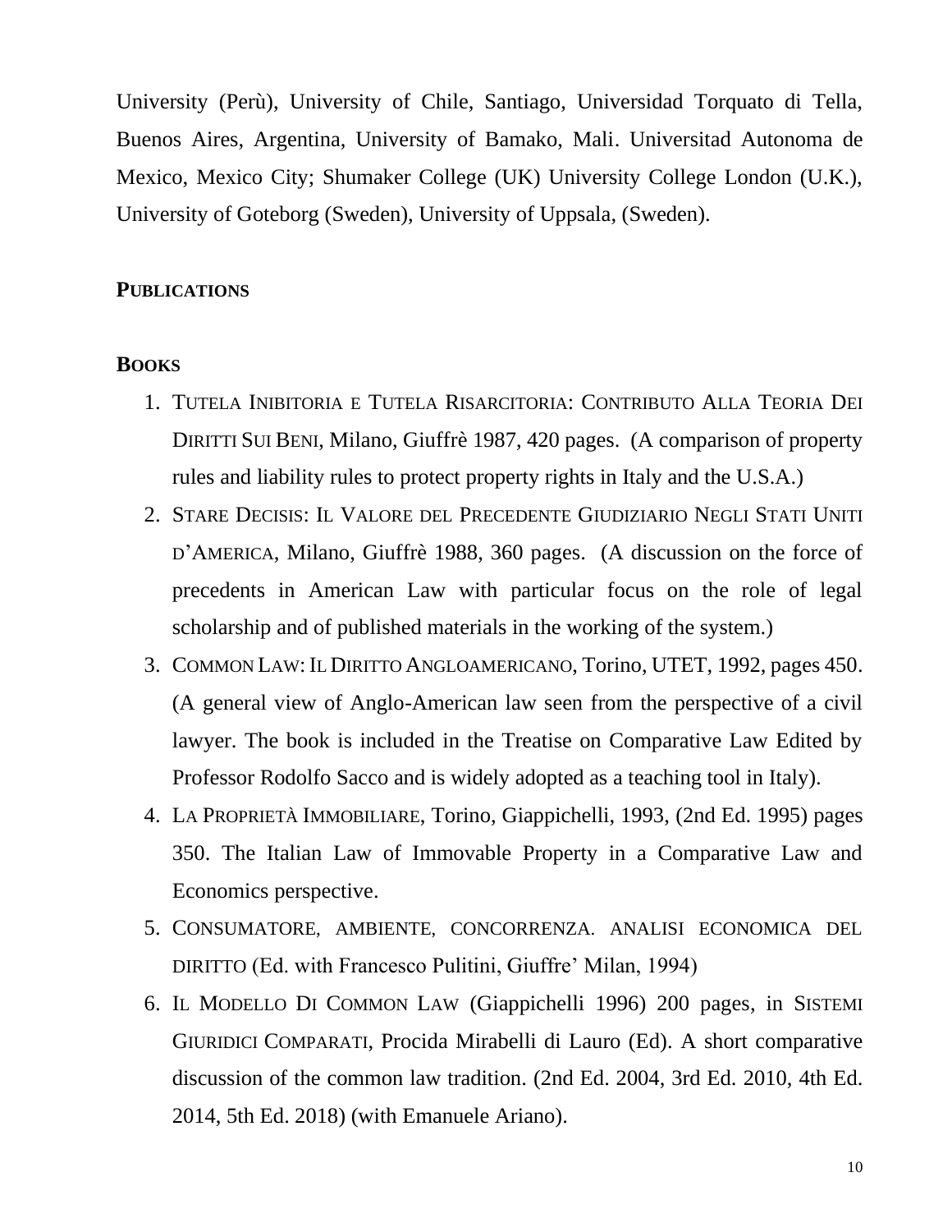University (Perù), University of Chile, Santiago, Universidad Torquato di Tella, Buenos Aires, Argentina, University of Bamako, Mali. Universitad Autonoma de Mexico, Mexico City; Shumaker College (UK) University College London (U.K.), University of Goteborg (Sweden), University of Uppsala, (Sweden).

## PUBLICATIONS

### BOOKS

1. TUTELA INIBITORIA E TUTELA RISARCITORIA: CONTRIBUTO ALLA TEORIA DEI DIRITTI SUI BENI, Milano, Giuffrè 1987, 420 pages. (A comparison of property rules and liability rules to protect property rights in Italy and the U.S.A.)
2. STARE DECISIS: IL VALORE DEL PRECEDENTE GIUDIZIARIO NEGLI STATI UNITI D'AMERICA, Milano, Giuffrè 1988, 360 pages. (A discussion on the force of precedents in American Law with particular focus on the role of legal scholarship and of published materials in the working of the system.)
3. COMMON LAW: IL DIRITTO ANGLOAMERICANO, Torino, UTET, 1992, pages 450. (A general view of Anglo-American law seen from the perspective of a civil lawyer. The book is included in the Treatise on Comparative Law Edited by Professor Rodolfo Sacco and is widely adopted as a teaching tool in Italy).
4. LA PROPRIETÀ IMMOBILIARE, Torino, Giappichelli, 1993, (2nd Ed. 1995) pages 350. The Italian Law of Immovable Property in a Comparative Law and Economics perspective.
5. CONSUMATORE, AMBIENTE, CONCORRENZA. ANALISI ECONOMICA DEL DIRITTO (Ed. with Francesco Pulitini, Giuffre' Milan, 1994)
6. IL MODELLO DI COMMON LAW (Giappichelli 1996) 200 pages, in SISTEMI GIURIDICI COMPARATI, Procida Mirabelli di Lauro (Ed). A short comparative discussion of the common law tradition. (2nd Ed. 2004, 3rd Ed. 2010, 4th Ed. 2014, 5th Ed. 2018) (with Emanuele Ariano).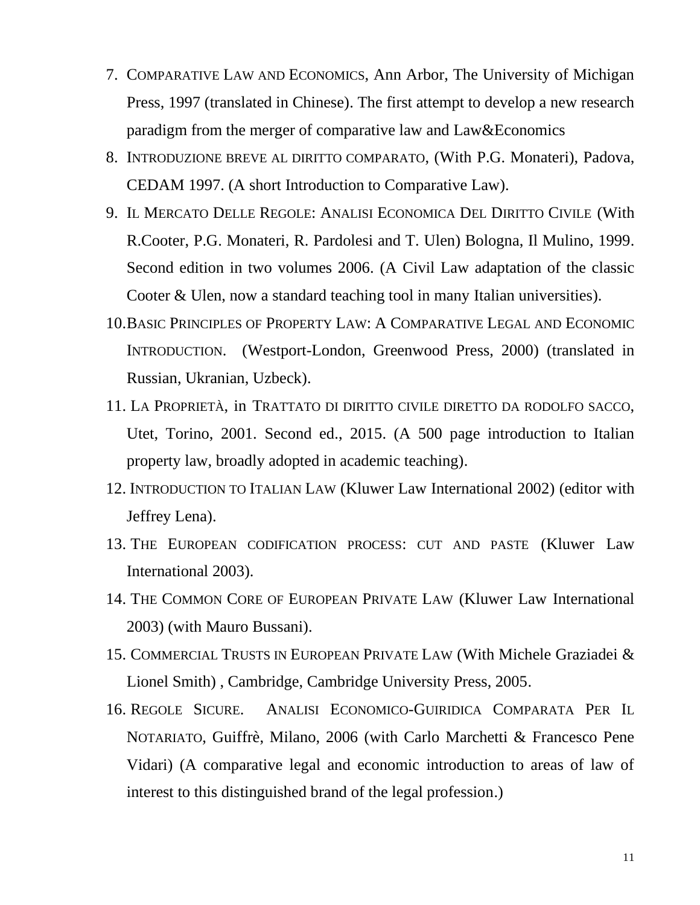7. COMPARATIVE LAW AND ECONOMICS, Ann Arbor, The University of Michigan Press, 1997 (translated in Chinese). The first attempt to develop a new research paradigm from the merger of comparative law and Law&Economics
8. INTRODUZIONE BREVE AL DIRITTO COMPARATO, (With P.G. Monateri), Padova, CEDAM 1997. (A short Introduction to Comparative Law).
9. IL MERCATO DELLE REGOLE: ANALISI ECONOMICA DEL DIRITTO CIVILE (With R.Cooter, P.G. Monateri, R. Pardolesi and T. Ulen) Bologna, Il Mulino, 1999. Second edition in two volumes 2006. (A Civil Law adaptation of the classic Cooter & Ulen, now a standard teaching tool in many Italian universities).
10. BASIC PRINCIPLES OF PROPERTY LAW: A COMPARATIVE LEGAL AND ECONOMIC INTRODUCTION. (Westport-London, Greenwood Press, 2000) (translated in Russian, Ukranian, Uzbeck).
11. LA PROPRIETÀ, in TRATTATO DI DIRITTO CIVILE DIRETTO DA RODOLFO SACCO, Utet, Torino, 2001. Second ed., 2015. (A 500 page introduction to Italian property law, broadly adopted in academic teaching).
12. INTRODUCTION TO ITALIAN LAW (Kluwer Law International 2002) (editor with Jeffrey Lena).
13. THE EUROPEAN CODIFICATION PROCESS: CUT AND PASTE (Kluwer Law International 2003).
14. THE COMMON CORE OF EUROPEAN PRIVATE LAW (Kluwer Law International 2003) (with Mauro Bussani).
15. COMMERCIAL TRUSTS IN EUROPEAN PRIVATE LAW (With Michele Graziadei & Lionel Smith) , Cambridge, Cambridge University Press, 2005.
16. REGOLE SICURE. ANALISI ECONOMICO-GUIRIDICA COMPARATA PER IL NOTARIATO, Guiffrè, Milano, 2006 (with Carlo Marchetti & Francesco Pene Vidari) (A comparative legal and economic introduction to areas of law of interest to this distinguished brand of the legal profession.)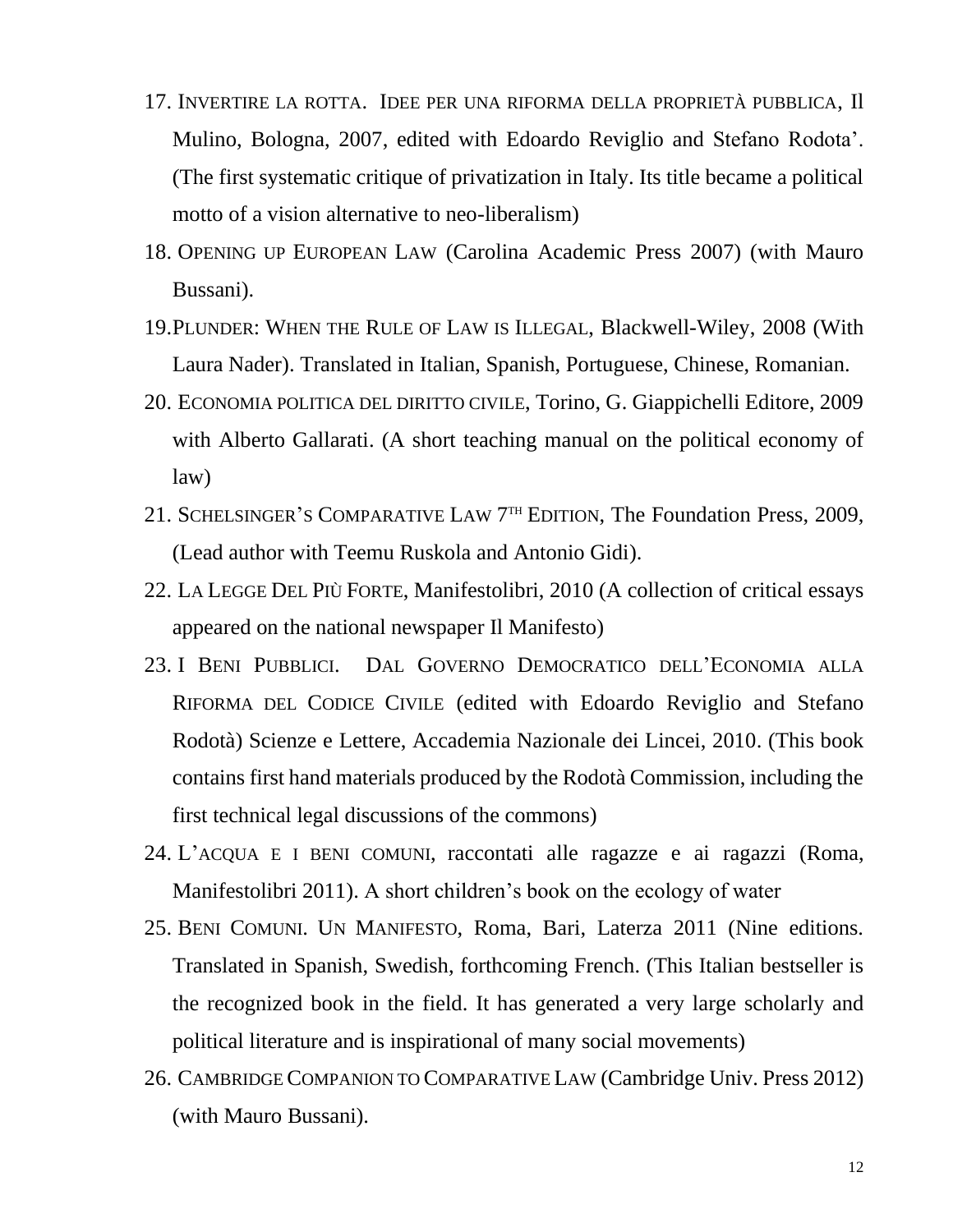17. INVERTIRE LA ROTTA. IDEE PER UNA RIFORMA DELLA PROPRIETÀ PUBBLICA, Il Mulino, Bologna, 2007, edited with Edoardo Reviglio and Stefano Rodota'. (The first systematic critique of privatization in Italy. Its title became a political motto of a vision alternative to neo-liberalism)
18. OPENING UP EUROPEAN LAW (Carolina Academic Press 2007) (with Mauro Bussani).
19. PLUNDER: WHEN THE RULE OF LAW IS ILLEGAL, Blackwell-Wiley, 2008 (With Laura Nader). Translated in Italian, Spanish, Portuguese, Chinese, Romanian.
20. ECONOMIA POLITICA DEL DIRITTO CIVILE, Torino, G. Giappichelli Editore, 2009 with Alberto Gallarati. (A short teaching manual on the political economy of law)
21. SCHELSINGER'S COMPARATIVE LAW 7TH EDITION, The Foundation Press, 2009, (Lead author with Teemu Ruskola and Antonio Gidi).
22. LA LEGGE DEL PIÙ FORTE, Manifestolibri, 2010 (A collection of critical essays appeared on the national newspaper Il Manifesto)
23. I BENI PUBBLICI. DAL GOVERNO DEMOCRATICO DELL'ECONOMIA ALLA RIFORMA DEL CODICE CIVILE (edited with Edoardo Reviglio and Stefano Rodotà) Scienze e Lettere, Accademia Nazionale dei Lincei, 2010. (This book contains first hand materials produced by the Rodotà Commission, including the first technical legal discussions of the commons)
24. L'ACQUA E I BENI COMUNI, raccontati alle ragazze e ai ragazzi (Roma, Manifestolibri 2011). A short children's book on the ecology of water
25. BENI COMUNI. UN MANIFESTO, Roma, Bari, Laterza 2011 (Nine editions. Translated in Spanish, Swedish, forthcoming French. (This Italian bestseller is the recognized book in the field. It has generated a very large scholarly and political literature and is inspirational of many social movements)
26. CAMBRIDGE COMPANION TO COMPARATIVE LAW (Cambridge Univ. Press 2012) (with Mauro Bussani).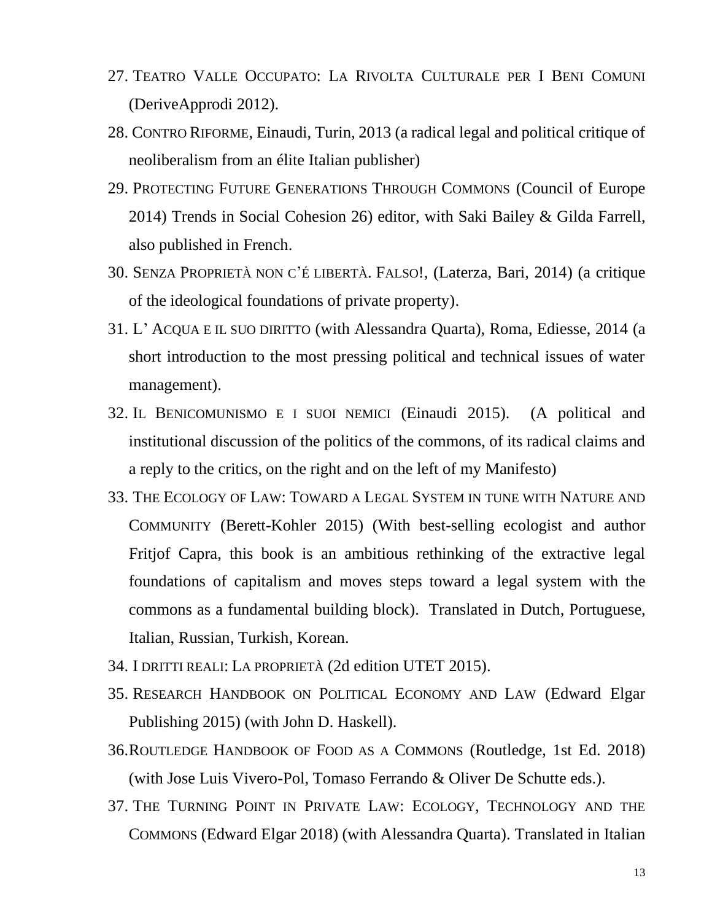27. TEATRO VALLE OCCUPATO: LA RIVOLTA CULTURALE PER I BENI COMUNI (DeriveApprodi 2012).
28. CONTRO RIFORME, Einaudi, Turin, 2013 (a radical legal and political critique of neoliberalism from an élite Italian publisher)
29. PROTECTING FUTURE GENERATIONS THROUGH COMMONS (Council of Europe 2014) Trends in Social Cohesion 26) editor, with Saki Bailey & Gilda Farrell, also published in French.
30. SENZA PROPRIETÀ NON C'É LIBERTÀ. FALSO!, (Laterza, Bari, 2014) (a critique of the ideological foundations of private property).
31. L' ACQUA E IL SUO DIRITTO (with Alessandra Quarta), Roma, Ediesse, 2014 (a short introduction to the most pressing political and technical issues of water management).
32. IL BENICOMUNISMO E I SUOI NEMICI (Einaudi 2015). (A political and institutional discussion of the politics of the commons, of its radical claims and a reply to the critics, on the right and on the left of my Manifesto)
33. THE ECOLOGY OF LAW: TOWARD A LEGAL SYSTEM IN TUNE WITH NATURE AND COMMUNITY (Berett-Kohler 2015) (With best-selling ecologist and author Fritjof Capra, this book is an ambitious rethinking of the extractive legal foundations of capitalism and moves steps toward a legal system with the commons as a fundamental building block). Translated in Dutch, Portuguese, Italian, Russian, Turkish, Korean.
34. I DRITTI REALI: LA PROPRIETÀ (2d edition UTET 2015).
35. RESEARCH HANDBOOK ON POLITICAL ECONOMY AND LAW (Edward Elgar Publishing 2015) (with John D. Haskell).
36. ROUTLEDGE HANDBOOK OF FOOD AS A COMMONS (Routledge, 1st Ed. 2018) (with Jose Luis Vivero-Pol, Tomaso Ferrando & Oliver De Schutte eds.).
37. THE TURNING POINT IN PRIVATE LAW: ECOLOGY, TECHNOLOGY AND THE COMMONS (Edward Elgar 2018) (with Alessandra Quarta). Translated in Italian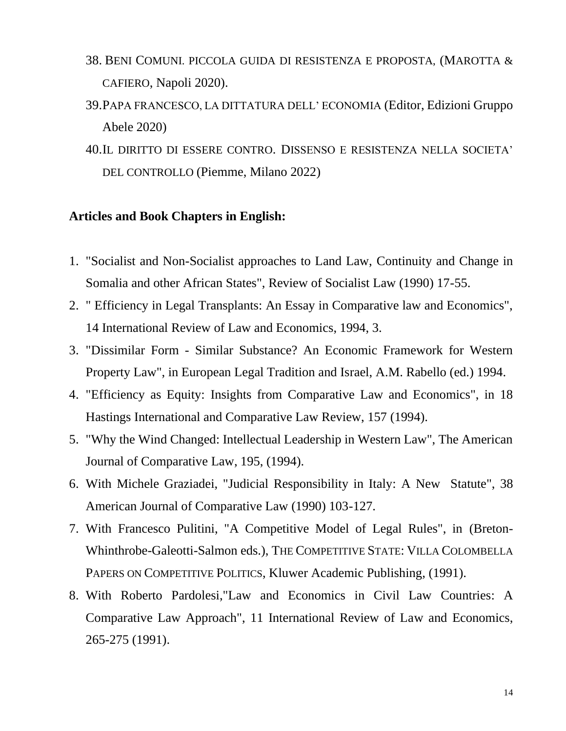38. BENI COMUNI. PICCOLA GUIDA DI RESISTENZA E PROPOSTA, (MAROTTA & CAFIERO, Napoli 2020).
39. PAPA FRANCESCO, LA DITTATURA DELL' ECONOMIA (Editor, Edizioni Gruppo Abele 2020)
40. IL DIRITTO DI ESSERE CONTRO. DISSENSO E RESISTENZA NELLA SOCIETA' DEL CONTROLLO (Piemme, Milano 2022)

**Articles and Book Chapters in English:**

1. "Socialist and Non-Socialist approaches to Land Law, Continuity and Change in Somalia and other African States", Review of Socialist Law (1990) 17-55.
2. " Efficiency in Legal Transplants: An Essay in Comparative law and Economics", 14 International Review of Law and Economics, 1994, 3.
3. "Dissimilar Form - Similar Substance? An Economic Framework for Western Property Law", in European Legal Tradition and Israel, A.M. Rabello (ed.) 1994.
4. "Efficiency as Equity: Insights from Comparative Law and Economics", in 18 Hastings International and Comparative Law Review, 157 (1994).
5. "Why the Wind Changed: Intellectual Leadership in Western Law", The American Journal of Comparative Law, 195, (1994).
6. With Michele Graziadei, "Judicial Responsibility in Italy: A New Statute", 38 American Journal of Comparative Law (1990) 103-127.
7. With Francesco Pulitini, "A Competitive Model of Legal Rules", in (Breton-Whinthrobe-Galeotti-Salmon eds.), THE COMPETITIVE STATE: VILLA COLOMBELLA PAPERS ON COMPETITIVE POLITICS, Kluwer Academic Publishing, (1991).
8. With Roberto Pardolesi,"Law and Economics in Civil Law Countries: A Comparative Law Approach", 11 International Review of Law and Economics, 265-275 (1991).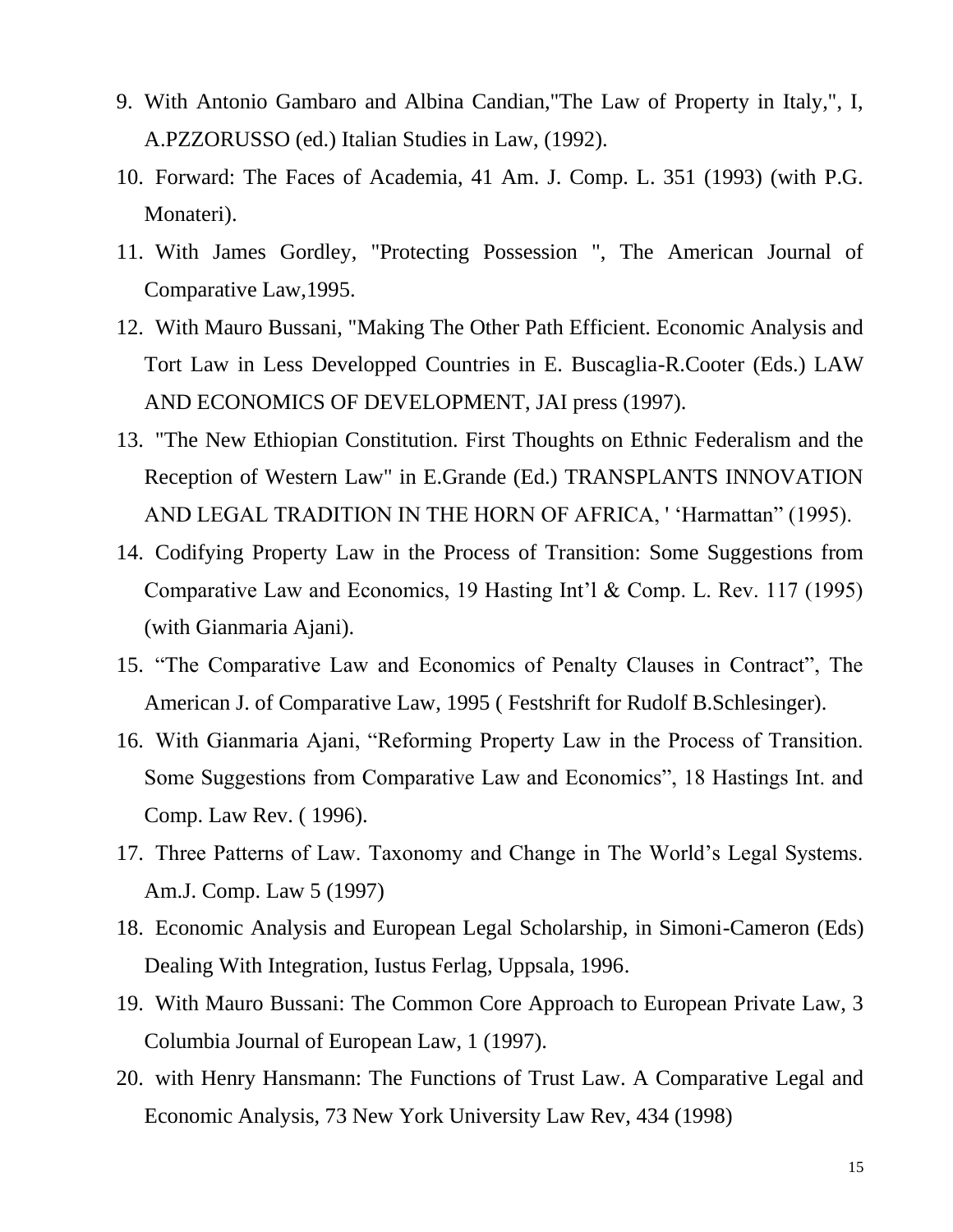9. With Antonio Gambaro and Albina Candian,"The Law of Property in Italy,", I, A.PZZORUSSO (ed.) Italian Studies in Law, (1992).
10. Forward: The Faces of Academia, 41 Am. J. Comp. L. 351 (1993) (with P.G. Monateri).
11. With James Gordley, "Protecting Possession ", The American Journal of Comparative Law,1995.
12. With Mauro Bussani, "Making The Other Path Efficient. Economic Analysis and Tort Law in Less Developped Countries in E. Buscaglia-R.Cooter (Eds.) LAW AND ECONOMICS OF DEVELOPMENT, JAI press (1997).
13. "The New Ethiopian Constitution. First Thoughts on Ethnic Federalism and the Reception of Western Law" in E.Grande (Ed.) TRANSPLANTS INNOVATION AND LEGAL TRADITION IN THE HORN OF AFRICA, ' 'Harmattan" (1995).
14. Codifying Property Law in the Process of Transition: Some Suggestions from Comparative Law and Economics, 19 Hasting Int'l & Comp. L. Rev. 117 (1995) (with Gianmaria Ajani).
15. "The Comparative Law and Economics of Penalty Clauses in Contract", The American J. of Comparative Law, 1995 ( Festshrift for Rudolf B.Schlesinger).
16. With Gianmaria Ajani, "Reforming Property Law in the Process of Transition. Some Suggestions from Comparative Law and Economics", 18 Hastings Int. and Comp. Law Rev. ( 1996).
17. Three Patterns of Law. Taxonomy and Change in The World's Legal Systems. Am.J. Comp. Law 5 (1997)
18. Economic Analysis and European Legal Scholarship, in Simoni-Cameron (Eds) Dealing With Integration, Iustus Ferlag, Uppsala, 1996.
19. With Mauro Bussani: The Common Core Approach to European Private Law, 3 Columbia Journal of European Law, 1 (1997).
20. with Henry Hansmann: The Functions of Trust Law. A Comparative Legal and Economic Analysis, 73 New York University Law Rev, 434 (1998)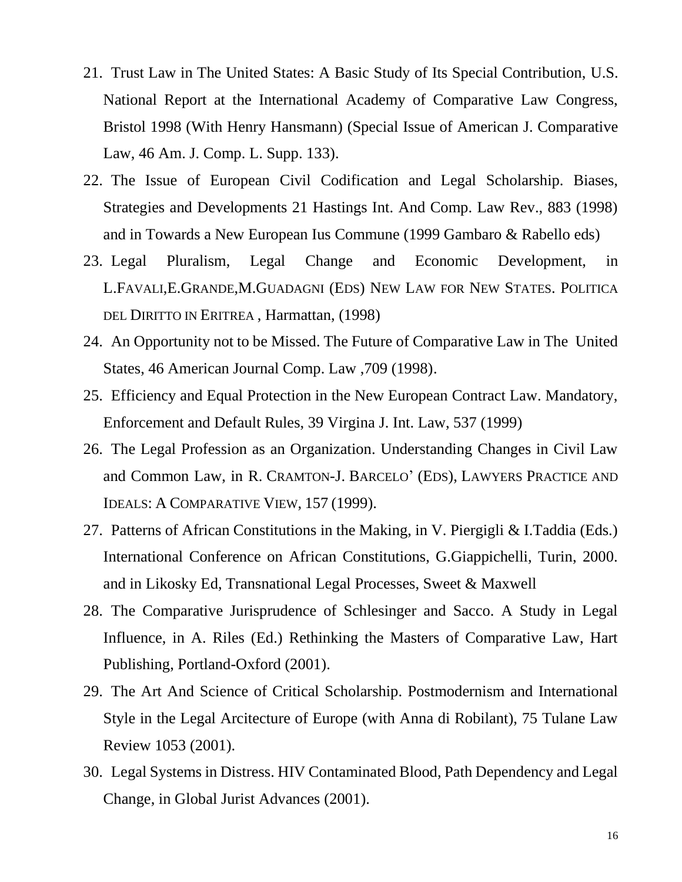21. Trust Law in The United States: A Basic Study of Its Special Contribution, U.S. National Report at the International Academy of Comparative Law Congress, Bristol 1998 (With Henry Hansmann) (Special Issue of American J. Comparative Law, 46 Am. J. Comp. L. Supp. 133).
22. The Issue of European Civil Codification and Legal Scholarship. Biases, Strategies and Developments 21 Hastings Int. And Comp. Law Rev., 883 (1998) and in Towards a New European Ius Commune (1999 Gambaro & Rabello eds)
23. Legal Pluralism, Legal Change and Economic Development, in L.Favali,E.Grande,M.Guadagni (Eds) New Law for New States. Politica del Diritto in Eritrea , Harmattan, (1998)
24. An Opportunity not to be Missed. The Future of Comparative Law in The United States, 46 American Journal Comp. Law ,709 (1998).
25. Efficiency and Equal Protection in the New European Contract Law. Mandatory, Enforcement and Default Rules, 39 Virgina J. Int. Law, 537 (1999)
26. The Legal Profession as an Organization. Understanding Changes in Civil Law and Common Law, in R. Cramton-J. Barcelo' (Eds), Lawyers Practice and Ideals: A Comparative View, 157 (1999).
27. Patterns of African Constitutions in the Making, in V. Piergigli & I.Taddia (Eds.) International Conference on African Constitutions, G.Giappichelli, Turin, 2000. and in Likosky Ed, Transnational Legal Processes, Sweet & Maxwell
28. The Comparative Jurisprudence of Schlesinger and Sacco. A Study in Legal Influence, in A. Riles (Ed.) Rethinking the Masters of Comparative Law, Hart Publishing, Portland-Oxford (2001).
29. The Art And Science of Critical Scholarship. Postmodernism and International Style in the Legal Arcitecture of Europe (with Anna di Robilant), 75 Tulane Law Review 1053 (2001).
30. Legal Systems in Distress. HIV Contaminated Blood, Path Dependency and Legal Change, in Global Jurist Advances (2001).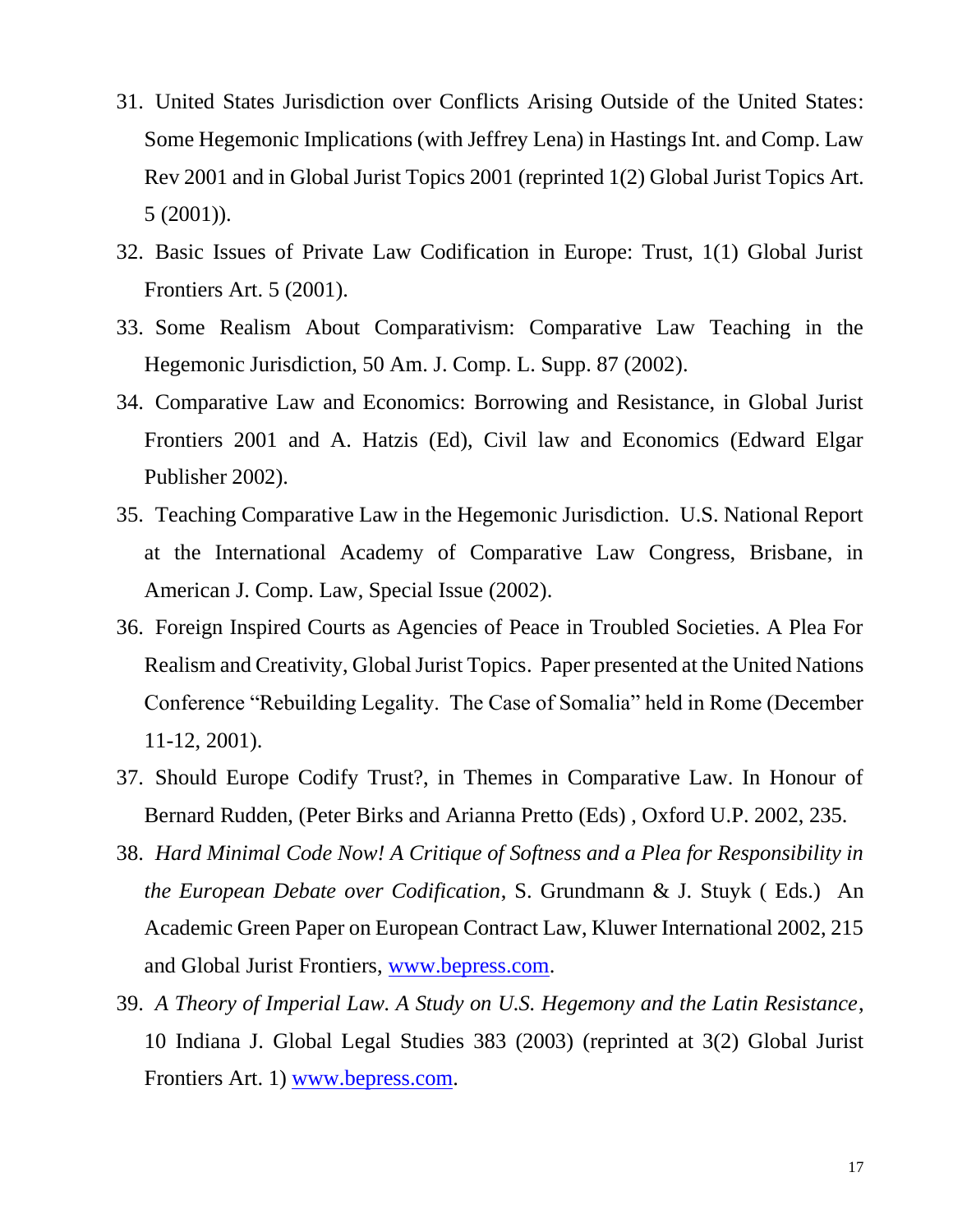31. United States Jurisdiction over Conflicts Arising Outside of the United States: Some Hegemonic Implications (with Jeffrey Lena) in Hastings Int. and Comp. Law Rev 2001 and in Global Jurist Topics 2001 (reprinted 1(2) Global Jurist Topics Art. 5 (2001)).
32. Basic Issues of Private Law Codification in Europe: Trust, 1(1) Global Jurist Frontiers Art. 5 (2001).
33. Some Realism About Comparativism: Comparative Law Teaching in the Hegemonic Jurisdiction, 50 Am. J. Comp. L. Supp. 87 (2002).
34. Comparative Law and Economics: Borrowing and Resistance, in Global Jurist Frontiers 2001 and A. Hatzis (Ed), Civil law and Economics (Edward Elgar Publisher 2002).
35. Teaching Comparative Law in the Hegemonic Jurisdiction. U.S. National Report at the International Academy of Comparative Law Congress, Brisbane, in American J. Comp. Law, Special Issue (2002).
36. Foreign Inspired Courts as Agencies of Peace in Troubled Societies. A Plea For Realism and Creativity, Global Jurist Topics. Paper presented at the United Nations Conference "Rebuilding Legality. The Case of Somalia" held in Rome (December 11-12, 2001).
37. Should Europe Codify Trust?, in Themes in Comparative Law. In Honour of Bernard Rudden, (Peter Birks and Arianna Pretto (Eds) , Oxford U.P. 2002, 235.
38. *Hard Minimal Code Now! A Critique of Softness and a Plea for Responsibility in the European Debate over Codification*, S. Grundmann & J. Stuyk ( Eds.) An Academic Green Paper on European Contract Law, Kluwer International 2002, 215 and Global Jurist Frontiers, www.bepress.com.
39. *A Theory of Imperial Law. A Study on U.S. Hegemony and the Latin Resistance*, 10 Indiana J. Global Legal Studies 383 (2003) (reprinted at 3(2) Global Jurist Frontiers Art. 1) www.bepress.com.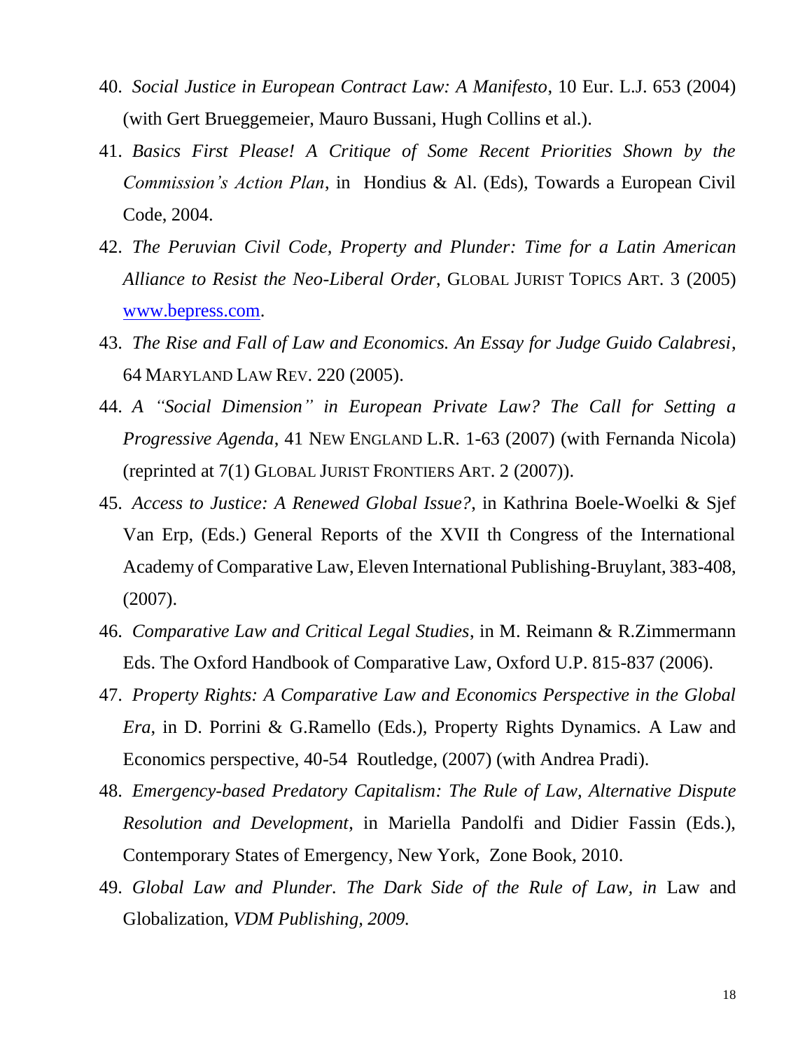40. *Social Justice in European Contract Law: A Manifesto*, 10 Eur. L.J. 653 (2004) (with Gert Brueggemeier, Mauro Bussani, Hugh Collins et al.).
41. *Basics First Please! A Critique of Some Recent Priorities Shown by the Commission's Action Plan*, in Hondius & Al. (Eds), Towards a European Civil Code, 2004.
42. *The Peruvian Civil Code, Property and Plunder: Time for a Latin American Alliance to Resist the Neo-Liberal Order*, GLOBAL JURIST TOPICS ART. 3 (2005) www.bepress.com.
43. *The Rise and Fall of Law and Economics. An Essay for Judge Guido Calabresi*, 64 MARYLAND LAW REV. 220 (2005).
44. *A "Social Dimension" in European Private Law? The Call for Setting a Progressive Agenda*, 41 NEW ENGLAND L.R. 1-63 (2007) (with Fernanda Nicola) (reprinted at 7(1) GLOBAL JURIST FRONTIERS ART. 2 (2007)).
45. *Access to Justice: A Renewed Global Issue?*, in Kathrina Boele-Woelki & Sjef Van Erp, (Eds.) General Reports of the XVII th Congress of the International Academy of Comparative Law, Eleven International Publishing-Bruylant, 383-408, (2007).
46. *Comparative Law and Critical Legal Studies*, in M. Reimann & R.Zimmermann Eds. The Oxford Handbook of Comparative Law, Oxford U.P. 815-837 (2006).
47. *Property Rights: A Comparative Law and Economics Perspective in the Global Era*, in D. Porrini & G.Ramello (Eds.), Property Rights Dynamics. A Law and Economics perspective, 40-54 Routledge, (2007) (with Andrea Pradi).
48. *Emergency-based Predatory Capitalism: The Rule of Law, Alternative Dispute Resolution and Development*, in Mariella Pandolfi and Didier Fassin (Eds.), Contemporary States of Emergency, New York, Zone Book, 2010.
49. *Global Law and Plunder. The Dark Side of the Rule of Law, in* Law and Globalization, *VDM Publishing, 2009.*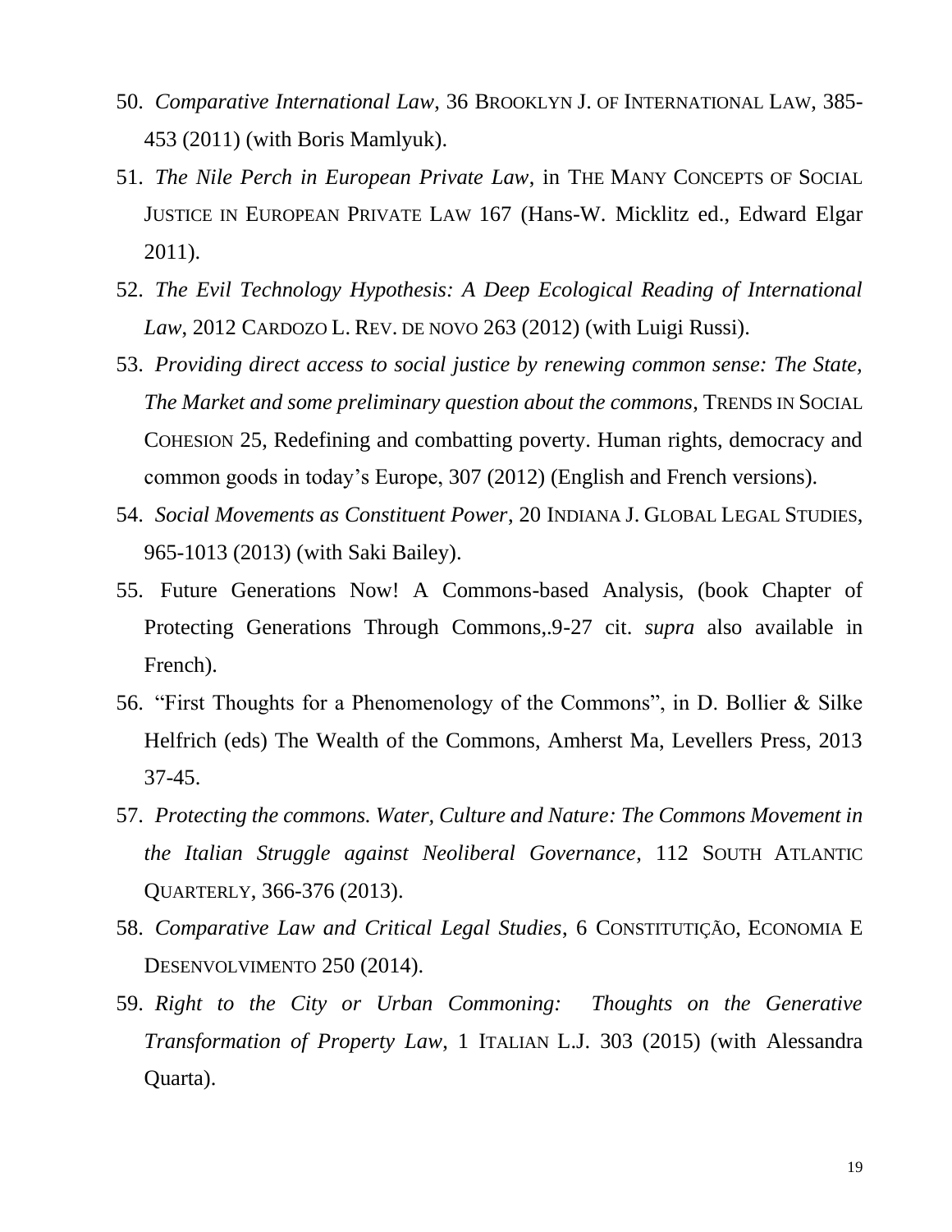50. *Comparative International Law*, 36 BROOKLYN J. OF INTERNATIONAL LAW, 385-453 (2011) (with Boris Mamlyuk).
51. *The Nile Perch in European Private Law*, in THE MANY CONCEPTS OF SOCIAL JUSTICE IN EUROPEAN PRIVATE LAW 167 (Hans-W. Micklitz ed., Edward Elgar 2011).
52. *The Evil Technology Hypothesis: A Deep Ecological Reading of International Law*, 2012 CARDOZO L. REV. DE NOVO 263 (2012) (with Luigi Russi).
53. *Providing direct access to social justice by renewing common sense: The State, The Market and some preliminary question about the commons*, TRENDS IN SOCIAL COHESION 25, Redefining and combatting poverty. Human rights, democracy and common goods in today's Europe, 307 (2012) (English and French versions).
54. *Social Movements as Constituent Power*, 20 INDIANA J. GLOBAL LEGAL STUDIES, 965-1013 (2013) (with Saki Bailey).
55. Future Generations Now! A Commons-based Analysis, (book Chapter of Protecting Generations Through Commons,.9-27 cit. *supra* also available in French).
56. "First Thoughts for a Phenomenology of the Commons", in D. Bollier & Silke Helfrich (eds) The Wealth of the Commons, Amherst Ma, Levellers Press, 2013 37-45.
57. *Protecting the commons. Water, Culture and Nature: The Commons Movement in the Italian Struggle against Neoliberal Governance*, 112 SOUTH ATLANTIC QUARTERLY, 366-376 (2013).
58. *Comparative Law and Critical Legal Studies*, 6 CONSTITUTIÇÃO, ECONOMIA E DESENVOLVIMENTO 250 (2014).
59. *Right to the City or Urban Commoning: Thoughts on the Generative Transformation of Property Law*, 1 ITALIAN L.J. 303 (2015) (with Alessandra Quarta).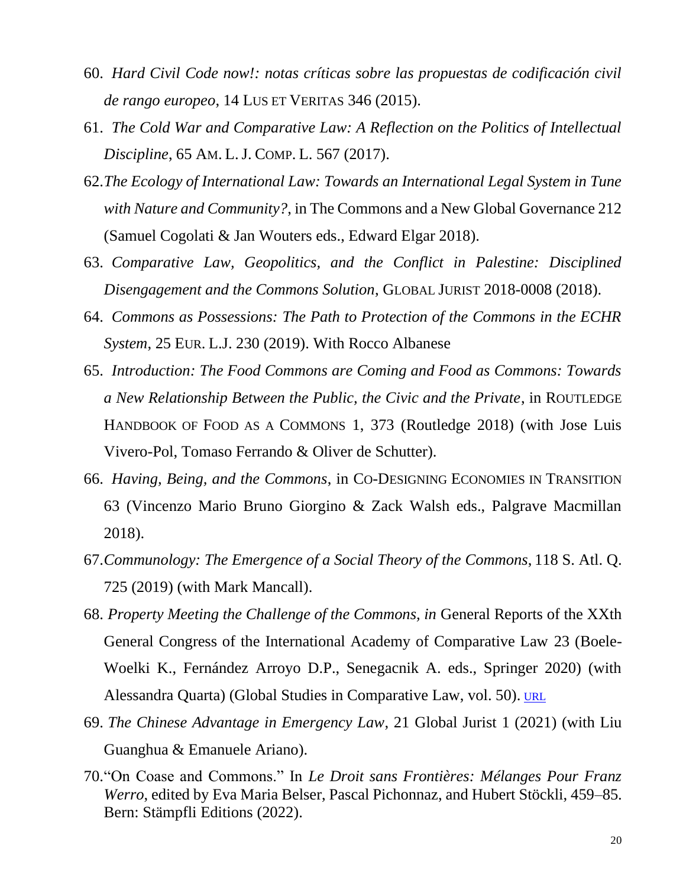60. *Hard Civil Code now!: notas críticas sobre las propuestas de codificación civil de rango europeo*, 14 LUS ET VERITAS 346 (2015).

61. *The Cold War and Comparative Law: A Reflection on the Politics of Intellectual Discipline*, 65 AM. L. J. COMP. L. 567 (2017).

62. *The Ecology of International Law: Towards an International Legal System in Tune with Nature and Community?*, in The Commons and a New Global Governance 212 (Samuel Cogolati & Jan Wouters eds., Edward Elgar 2018).

63. *Comparative Law, Geopolitics, and the Conflict in Palestine: Disciplined Disengagement and the Commons Solution*, GLOBAL JURIST 2018-0008 (2018).

64. *Commons as Possessions: The Path to Protection of the Commons in the ECHR System*, 25 EUR. L.J. 230 (2019). With Rocco Albanese

65. *Introduction: The Food Commons are Coming and Food as Commons: Towards a New Relationship Between the Public, the Civic and the Private*, in ROUTLEDGE HANDBOOK OF FOOD AS A COMMONS 1, 373 (Routledge 2018) (with Jose Luis Vivero-Pol, Tomaso Ferrando & Oliver de Schutter).

66. *Having, Being, and the Commons*, in CO-DESIGNING ECONOMIES IN TRANSITION 63 (Vincenzo Mario Bruno Giorgino & Zack Walsh eds., Palgrave Macmillan 2018).

67. *Communology: The Emergence of a Social Theory of the Commons*, 118 S. Atl. Q. 725 (2019) (with Mark Mancall).

68. *Property Meeting the Challenge of the Commons, in* General Reports of the XXth General Congress of the International Academy of Comparative Law 23 (Boele-Woelki K., Fernández Arroyo D.P., Senegacnik A. eds., Springer 2020) (with Alessandra Quarta) (Global Studies in Comparative Law, vol. 50). URL

69. *The Chinese Advantage in Emergency Law*, 21 Global Jurist 1 (2021) (with Liu Guanghua & Emanuele Ariano).

70. "On Coase and Commons." In *Le Droit sans Frontières: Mélanges Pour Franz Werro*, edited by Eva Maria Belser, Pascal Pichonnaz, and Hubert Stöckli, 459–85. Bern: Stämpfli Editions (2022).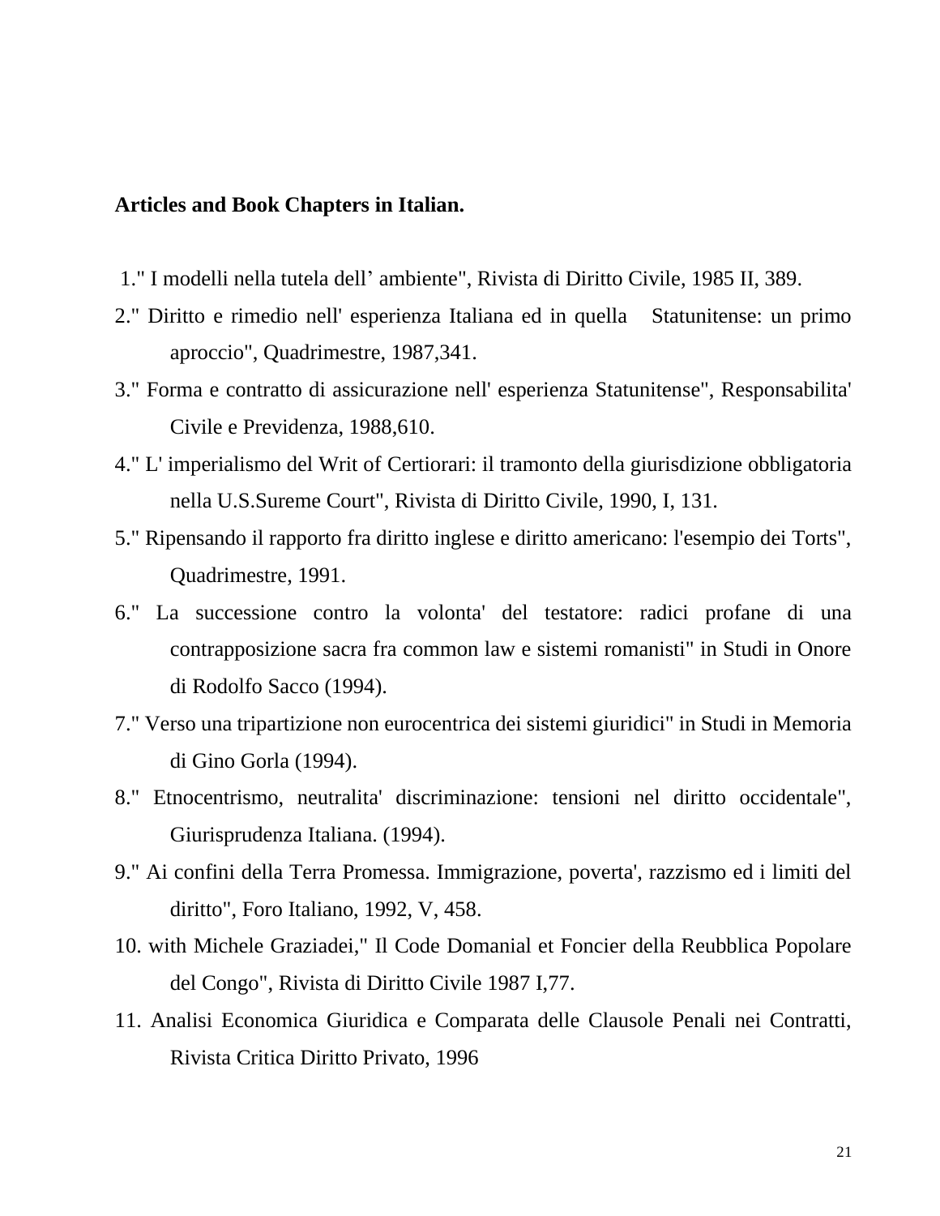**Articles and Book Chapters in Italian.**

1." I modelli nella tutela dell' ambiente", Rivista di Diritto Civile, 1985 II, 389.
2." Diritto e rimedio nell' esperienza Italiana ed in quella Statunitense: un primo aproccio", Quadrimestre, 1987,341.
3." Forma e contratto di assicurazione nell' esperienza Statunitense", Responsabilita' Civile e Previdenza, 1988,610.
4." L' imperialismo del Writ of Certiorari: il tramonto della giurisdizione obbligatoria nella U.S.Sureme Court", Rivista di Diritto Civile, 1990, I, 131.
5." Ripensando il rapporto fra diritto inglese e diritto americano: l'esempio dei Torts", Quadrimestre, 1991.
6." La successione contro la volonta' del testatore: radici profane di una contrapposizione sacra fra common law e sistemi romanisti" in Studi in Onore di Rodolfo Sacco (1994).
7." Verso una tripartizione non eurocentrica dei sistemi giuridici" in Studi in Memoria di Gino Gorla (1994).
8." Etnocentrismo, neutralita' discriminazione: tensioni nel diritto occidentale", Giurisprudenza Italiana. (1994).
9." Ai confini della Terra Promessa. Immigrazione, poverta', razzismo ed i limiti del diritto", Foro Italiano, 1992, V, 458.
10. with Michele Graziadei," Il Code Domanial et Foncier della Reubblica Popolare del Congo", Rivista di Diritto Civile 1987 I,77.
11. Analisi Economica Giuridica e Comparata delle Clausole Penali nei Contratti, Rivista Critica Diritto Privato, 1996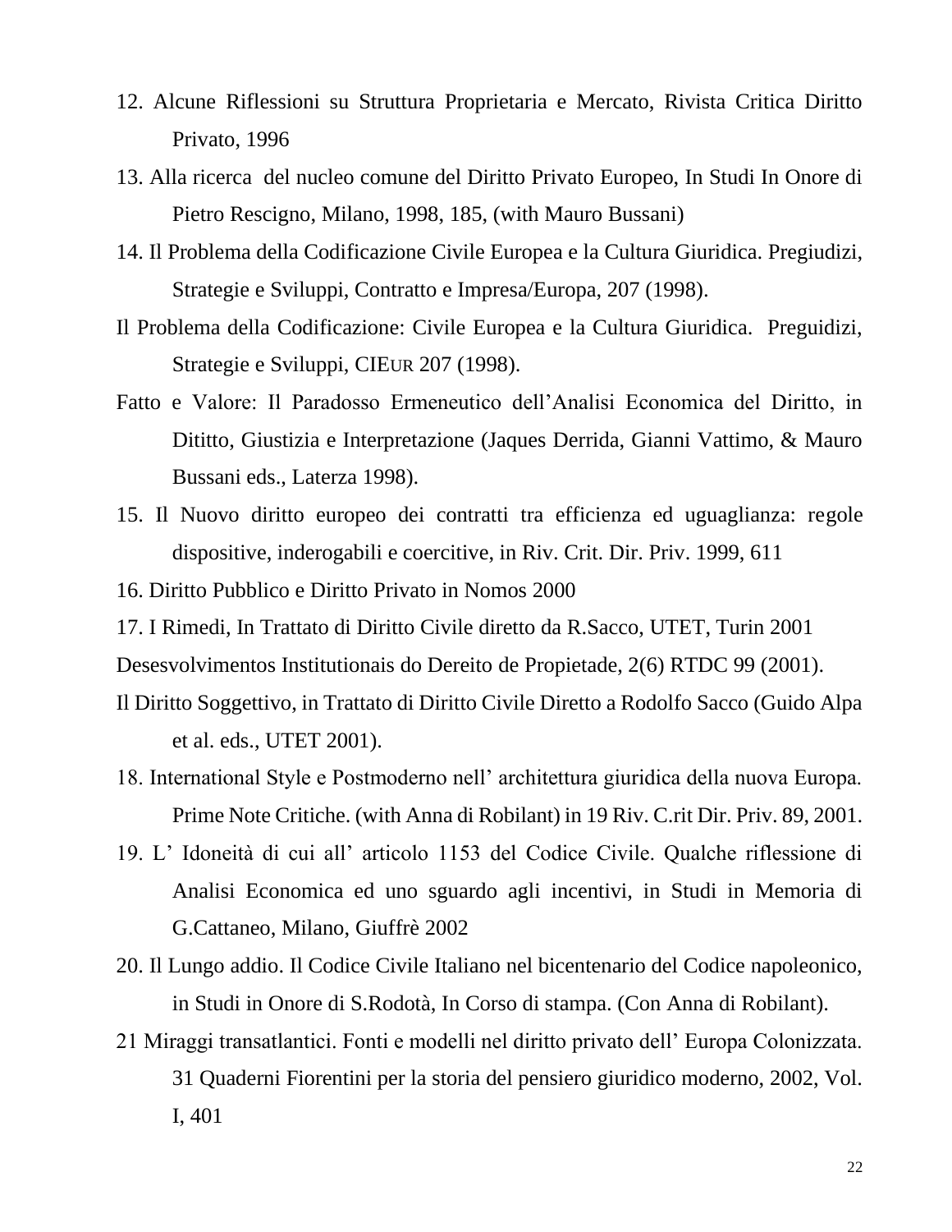12. Alcune Riflessioni su Struttura Proprietaria e Mercato, Rivista Critica Diritto Privato, 1996

13. Alla ricerca  del nucleo comune del Diritto Privato Europeo, In Studi In Onore di Pietro Rescigno, Milano, 1998, 185, (with Mauro Bussani)

14. Il Problema della Codificazione Civile Europea e la Cultura Giuridica. Pregiudizi, Strategie e Sviluppi, Contratto e Impresa/Europa, 207 (1998).

Il Problema della Codificazione: Civile Europea e la Cultura Giuridica.  Preguidizi, Strategie e Sviluppi, CIEUR 207 (1998).

Fatto e Valore: Il Paradosso Ermeneutico dell'Analisi Economica del Diritto, in Dititto, Giustizia e Interpretazione (Jaques Derrida, Gianni Vattimo, & Mauro Bussani eds., Laterza 1998).

15. Il Nuovo diritto europeo dei contratti tra efficienza ed uguaglianza: regole dispositive, inderogabili e coercitive, in Riv. Crit. Dir. Priv. 1999, 611

16. Diritto Pubblico e Diritto Privato in Nomos 2000

17. I Rimedi, In Trattato di Diritto Civile diretto da R.Sacco, UTET, Turin 2001

Desesvolvimentos Institutionais do Dereito de Propietade, 2(6) RTDC 99 (2001).

Il Diritto Soggettivo, in Trattato di Diritto Civile Diretto a Rodolfo Sacco (Guido Alpa et al. eds., UTET 2001).

18. International Style e Postmoderno nell' architettura giuridica della nuova Europa. Prime Note Critiche. (with Anna di Robilant) in 19 Riv. C.rit Dir. Priv. 89, 2001.

19. L' Idoneità di cui all' articolo 1153 del Codice Civile. Qualche riflessione di Analisi Economica ed uno sguardo agli incentivi, in Studi in Memoria di G.Cattaneo, Milano, Giuffrè 2002

20. Il Lungo addio. Il Codice Civile Italiano nel bicentenario del Codice napoleonico, in Studi in Onore di S.Rodotà, In Corso di stampa. (Con Anna di Robilant).

21 Miraggi transatlantici. Fonti e modelli nel diritto privato dell' Europa Colonizzata. 31 Quaderni Fiorentini per la storia del pensiero giuridico moderno, 2002, Vol. I, 401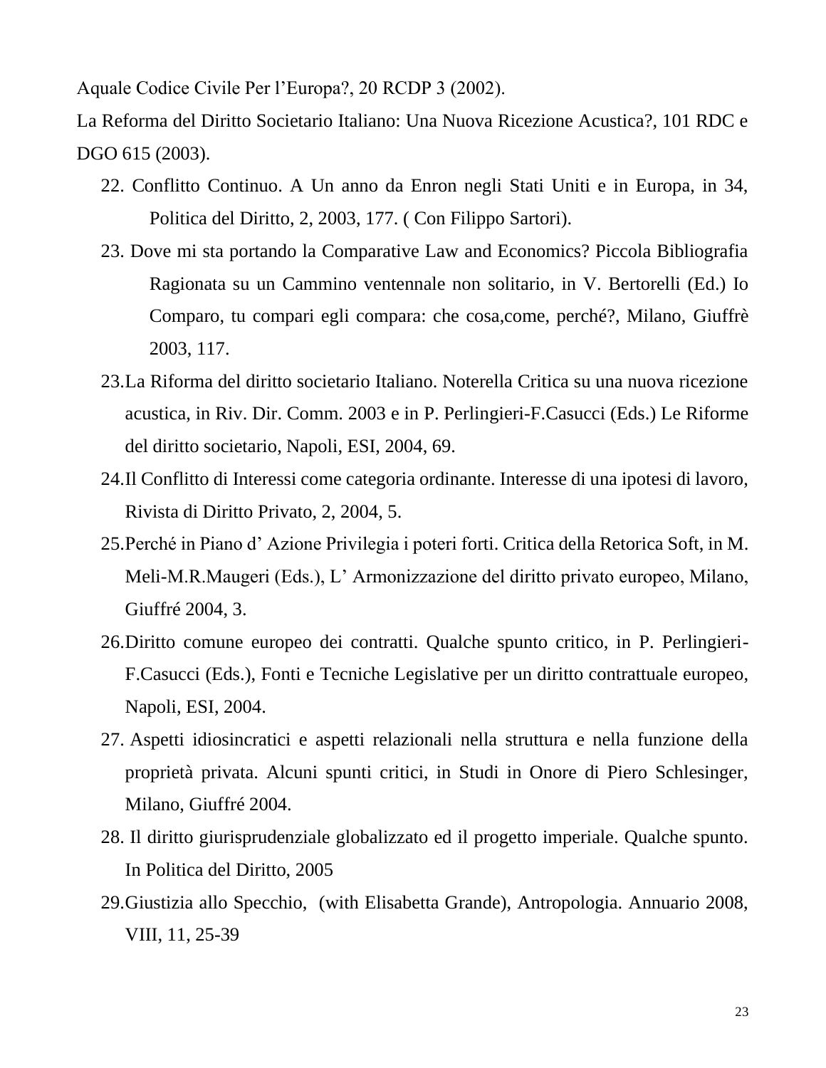Aquale Codice Civile Per l'Europa?, 20 RCDP 3 (2002).

La Reforma del Diritto Societario Italiano: Una Nuova Ricezione Acustica?, 101 RDC e DGO 615 (2003).

22. Conflitto Continuo. A Un anno da Enron negli Stati Uniti e in Europa, in 34, Politica del Diritto, 2, 2003, 177. ( Con Filippo Sartori).
23. Dove mi sta portando la Comparative Law and Economics? Piccola Bibliografia Ragionata su un Cammino ventennale non solitario, in V. Bertorelli (Ed.) Io Comparo, tu compari egli compara: che cosa,come, perché?, Milano, Giuffrè 2003, 117.
23. La Riforma del diritto societario Italiano. Noterella Critica su una nuova ricezione acustica, in Riv. Dir. Comm. 2003 e in P. Perlingieri-F.Casucci (Eds.) Le Riforme del diritto societario, Napoli, ESI, 2004, 69.
24. Il Conflitto di Interessi come categoria ordinante. Interesse di una ipotesi di lavoro, Rivista di Diritto Privato, 2, 2004, 5.
25. Perché in Piano d' Azione Privilegia i poteri forti. Critica della Retorica Soft, in M. Meli-M.R.Maugeri (Eds.), L' Armonizzazione del diritto privato europeo, Milano, Giuffré 2004, 3.
26. Diritto comune europeo dei contratti. Qualche spunto critico, in P. Perlingieri-F.Casucci (Eds.), Fonti e Tecniche Legislative per un diritto contrattuale europeo, Napoli, ESI, 2004.
27. Aspetti idiosincratici e aspetti relazionali nella struttura e nella funzione della proprietà privata. Alcuni spunti critici, in Studi in Onore di Piero Schlesinger, Milano, Giuffré 2004.
28. Il diritto giurisprudenziale globalizzato ed il progetto imperiale. Qualche spunto. In Politica del Diritto, 2005
29. Giustizia allo Specchio, (with Elisabetta Grande), Antropologia. Annuario 2008, VIII, 11, 25-39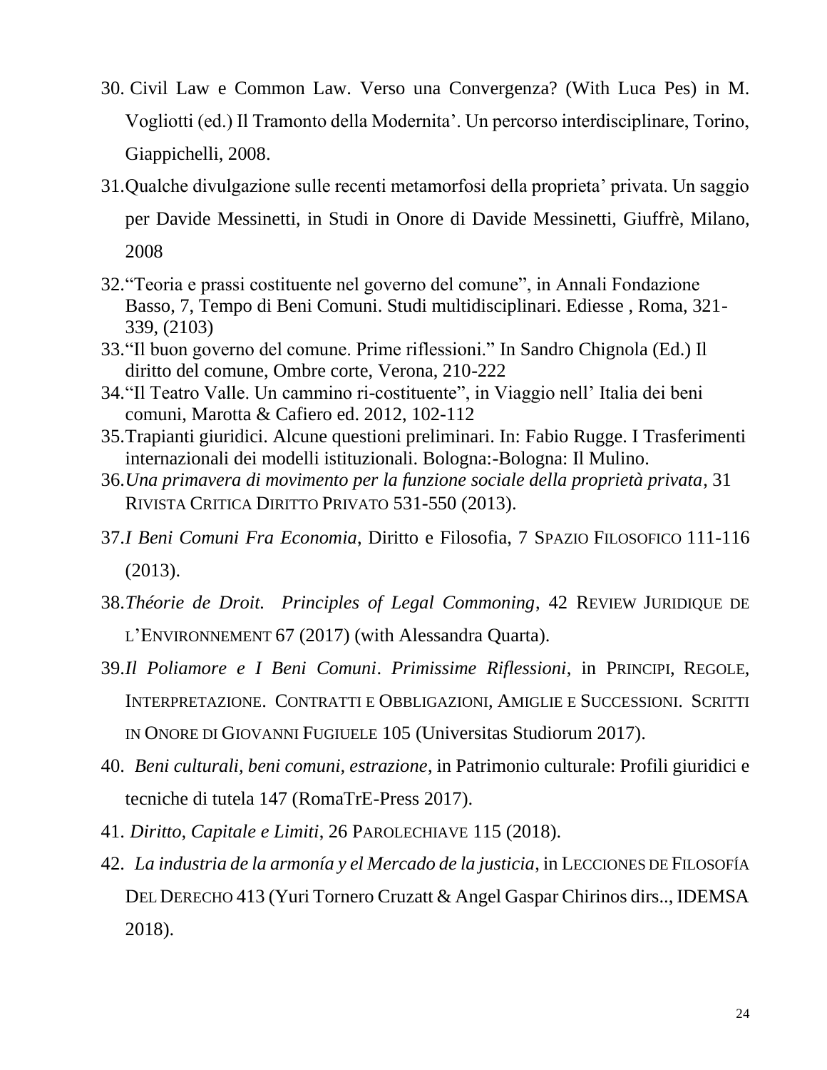30. Civil Law e Common Law. Verso una Convergenza? (With Luca Pes) in M. Vogliotti (ed.) Il Tramonto della Modernita'. Un percorso interdisciplinare, Torino, Giappichelli, 2008.
31. Qualche divulgazione sulle recenti metamorfosi della proprieta' privata. Un saggio per Davide Messinetti, in Studi in Onore di Davide Messinetti, Giuffrè, Milano, 2008
32. "Teoria e prassi costituente nel governo del comune", in Annali Fondazione Basso, 7, Tempo di Beni Comuni. Studi multidisciplinari. Ediesse , Roma, 321-339, (2103)
33. "Il buon governo del comune. Prime riflessioni." In Sandro Chignola (Ed.) Il diritto del comune, Ombre corte, Verona, 210-222
34. "Il Teatro Valle. Un cammino ri-costituente", in Viaggio nell' Italia dei beni comuni, Marotta & Cafiero ed. 2012, 102-112
35. Trapianti giuridici. Alcune questioni preliminari. In: Fabio Rugge. I Trasferimenti internazionali dei modelli istituzionali. Bologna:-Bologna: Il Mulino.
36. *Una primavera di movimento per la funzione sociale della proprietà privata*, 31 RIVISTA CRITICA DIRITTO PRIVATO 531-550 (2013).
37. *I Beni Comuni Fra Economia*, Diritto e Filosofia, 7 SPAZIO FILOSOFICO 111-116 (2013).
38. *Théorie de Droit. Principles of Legal Commoning*, 42 REVIEW JURIDIQUE DE L'ENVIRONNEMENT 67 (2017) (with Alessandra Quarta).
39. *Il Poliamore e I Beni Comuni*. *Primissime Riflessioni*, in PRINCIPI, REGOLE, INTERPRETAZIONE. CONTRATTI E OBBLIGAZIONI, AMIGLIE E SUCCESSIONI. SCRITTI IN ONORE DI GIOVANNI FUGIUELE 105 (Universitas Studiorum 2017).
40. *Beni culturali, beni comuni, estrazione*, in Patrimonio culturale: Profili giuridici e tecniche di tutela 147 (RomaTrE-Press 2017).
41. *Diritto, Capitale e Limiti*, 26 PAROLECHIAVE 115 (2018).
42. *La industria de la armonía y el Mercado de la justicia*, in LECCIONES DE FILOSOFÍA DEL DERECHO 413 (Yuri Tornero Cruzatt & Angel Gaspar Chirinos dirs.., IDEMSA 2018).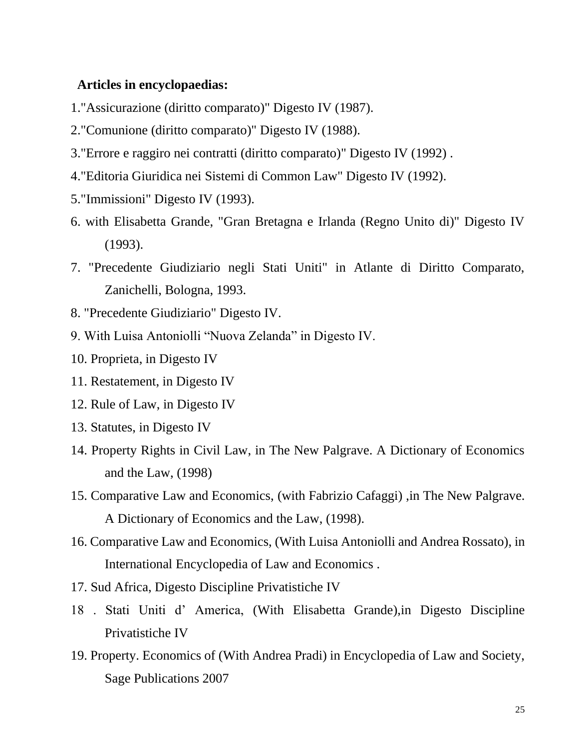**Articles in encyclopaedias:**

1."Assicurazione (diritto comparato)" Digesto IV (1987).

2."Comunione (diritto comparato)" Digesto IV (1988).

3."Errore e raggiro nei contratti (diritto comparato)" Digesto IV (1992) .

4."Editoria Giuridica nei Sistemi di Common Law" Digesto IV (1992).

5."Immissioni" Digesto IV (1993).

6. with Elisabetta Grande, "Gran Bretagna e Irlanda (Regno Unito di)" Digesto IV (1993).

7. "Precedente Giudiziario negli Stati Uniti" in Atlante di Diritto Comparato, Zanichelli, Bologna, 1993.

8. "Precedente Giudiziario" Digesto IV.

9. With Luisa Antoniolli "Nuova Zelanda" in Digesto IV.

10. Proprieta, in Digesto IV

11. Restatement, in Digesto IV

12. Rule of Law, in Digesto IV

13. Statutes, in Digesto IV

14. Property Rights in Civil Law, in The New Palgrave. A Dictionary of Economics and the Law, (1998)

15. Comparative Law and Economics, (with Fabrizio Cafaggi) ,in The New Palgrave. A Dictionary of Economics and the Law, (1998).

16. Comparative Law and Economics, (With Luisa Antoniolli and Andrea Rossato), in International Encyclopedia of Law and Economics .

17. Sud Africa, Digesto Discipline Privatistiche IV

18 . Stati Uniti d' America, (With Elisabetta Grande),in Digesto Discipline Privatistiche IV

19. Property. Economics of (With Andrea Pradi) in Encyclopedia of Law and Society, Sage Publications 2007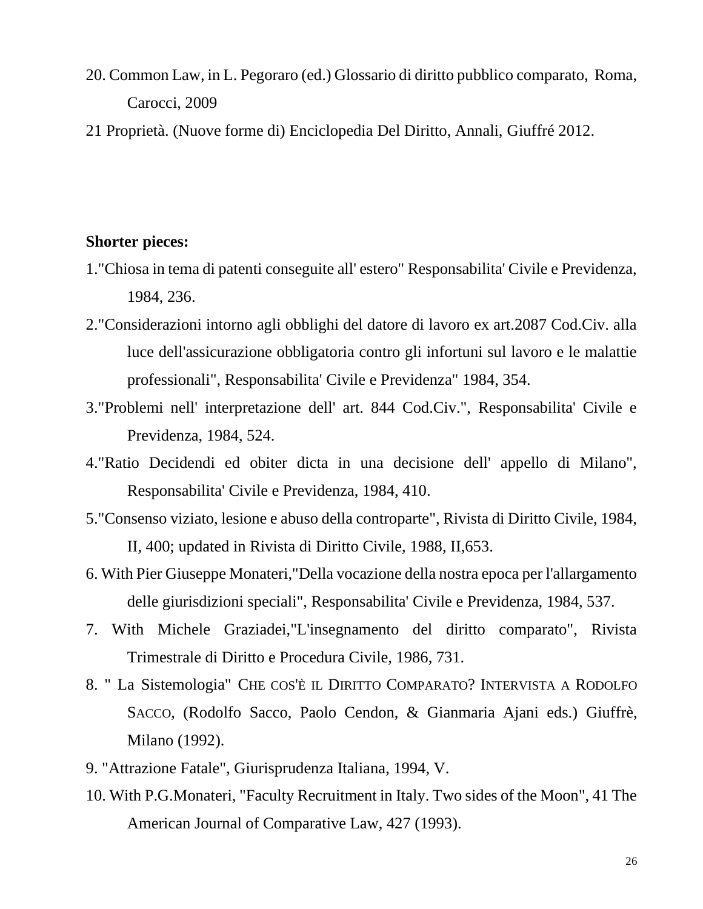20. Common Law, in L. Pegoraro (ed.) Glossario di diritto pubblico comparato, Roma, Carocci, 2009
21 Proprietà. (Nuove forme di) Enciclopedia Del Diritto, Annali, Giuffré 2012.

**Shorter pieces:**

1."Chiosa in tema di patenti conseguite all' estero" Responsabilita' Civile e Previdenza, 1984, 236.
2."Considerazioni intorno agli obblighi del datore di lavoro ex art.2087 Cod.Civ. alla luce dell'assicurazione obbligatoria contro gli infortuni sul lavoro e le malattie professionali", Responsabilita' Civile e Previdenza" 1984, 354.
3."Problemi nell' interpretazione dell' art. 844 Cod.Civ.", Responsabilita' Civile e Previdenza, 1984, 524.
4."Ratio Decidendi ed obiter dicta in una decisione dell' appello di Milano", Responsabilita' Civile e Previdenza, 1984, 410.
5."Consenso viziato, lesione e abuso della controparte", Rivista di Diritto Civile, 1984, II, 400; updated in Rivista di Diritto Civile, 1988, II,653.
6. With Pier Giuseppe Monateri,"Della vocazione della nostra epoca per l'allargamento delle giurisdizioni speciali", Responsabilita' Civile e Previdenza, 1984, 537.
7. With Michele Graziadei,"L'insegnamento del diritto comparato", Rivista Trimestrale di Diritto e Procedura Civile, 1986, 731.
8. " La Sistemologia" CHE COS'È IL DIRITTO COMPARATO? INTERVISTA A RODOLFO SACCO, (Rodolfo Sacco, Paolo Cendon, & Gianmaria Ajani eds.) Giuffrè, Milano (1992).
9. "Attrazione Fatale", Giurisprudenza Italiana, 1994, V.
10. With P.G.Monateri, "Faculty Recruitment in Italy. Two sides of the Moon", 41 The American Journal of Comparative Law, 427 (1993).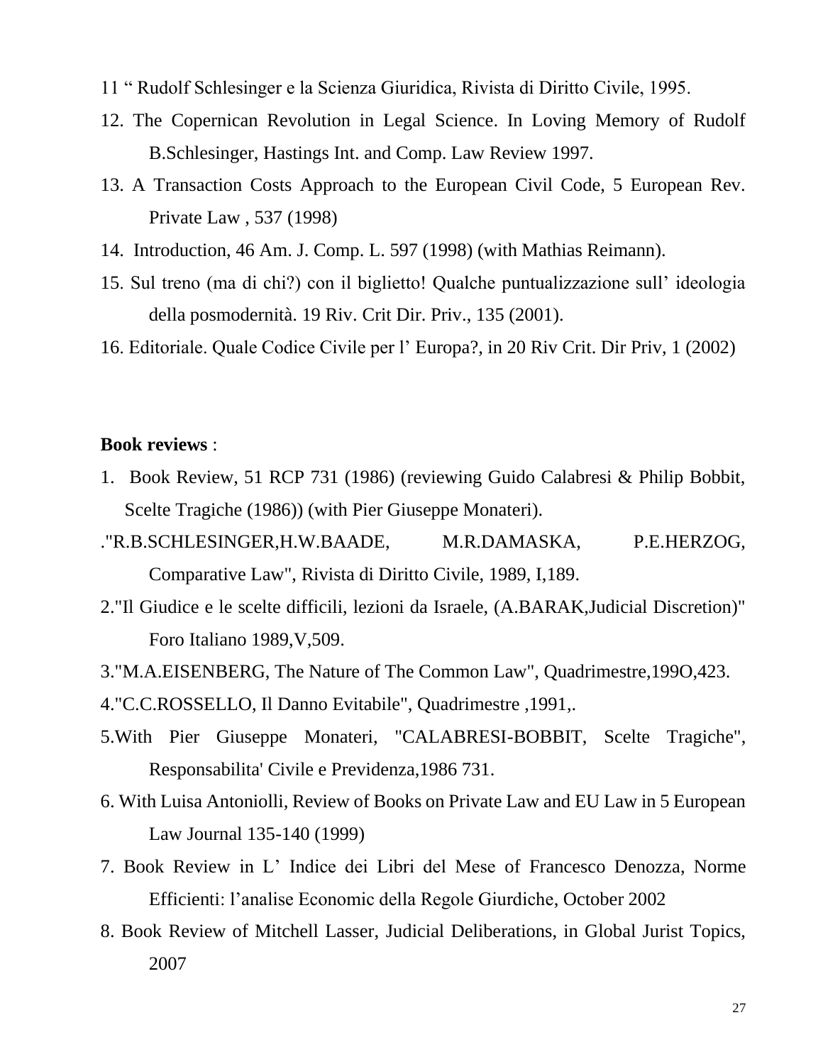11 " Rudolf Schlesinger e la Scienza Giuridica, Rivista di Diritto Civile, 1995.

12. The Copernican Revolution in Legal Science. In Loving Memory of Rudolf B.Schlesinger, Hastings Int. and Comp. Law Review 1997.

13. A Transaction Costs Approach to the European Civil Code, 5 European Rev. Private Law , 537 (1998)

14. Introduction, 46 Am. J. Comp. L. 597 (1998) (with Mathias Reimann).

15. Sul treno (ma di chi?) con il biglietto! Qualche puntualizzazione sull' ideologia della posmodernità. 19 Riv. Crit Dir. Priv., 135 (2001).

16. Editoriale. Quale Codice Civile per l' Europa?, in 20 Riv Crit. Dir Priv, 1 (2002)

**Book reviews** :

1. Book Review, 51 RCP 731 (1986) (reviewing Guido Calabresi & Philip Bobbit, Scelte Tragiche (1986)) (with Pier Giuseppe Monateri).

."R.B.SCHLESINGER,H.W.BAADE, M.R.DAMASKA, P.E.HERZOG, Comparative Law", Rivista di Diritto Civile, 1989, I,189.

2."Il Giudice e le scelte difficili, lezioni da Israele, (A.BARAK,Judicial Discretion)" Foro Italiano 1989,V,509.

3."M.A.EISENBERG, The Nature of The Common Law", Quadrimestre,199O,423.

4."C.C.ROSSELLO, Il Danno Evitabile", Quadrimestre ,1991,.

5.With Pier Giuseppe Monateri, "CALABRESI-BOBBIT, Scelte Tragiche", Responsabilita' Civile e Previdenza,1986 731.

6. With Luisa Antoniolli, Review of Books on Private Law and EU Law in 5 European Law Journal 135-140 (1999)

7. Book Review in L' Indice dei Libri del Mese of Francesco Denozza, Norme Efficienti: l'analise Economic della Regole Giurdiche, October 2002

8. Book Review of Mitchell Lasser, Judicial Deliberations, in Global Jurist Topics, 2007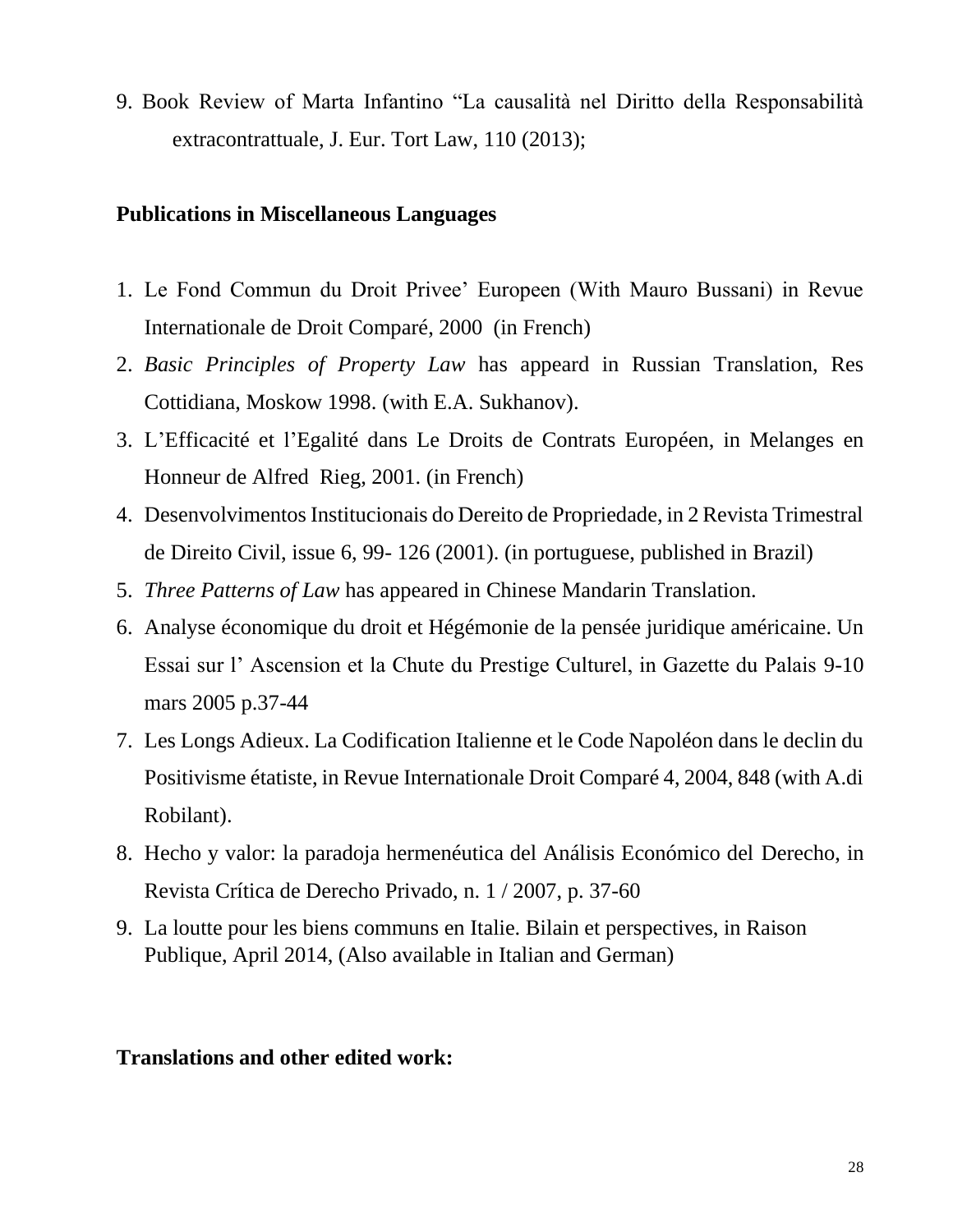9. Book Review of Marta Infantino "La causalità nel Diritto della Responsabilità extracontrattuale, J. Eur. Tort Law, 110 (2013);

**Publications in Miscellaneous Languages**

1. Le Fond Commun du Droit Privee' Europeen (With Mauro Bussani) in Revue Internationale de Droit Comparé, 2000 (in French)
2. *Basic Principles of Property Law* has appeard in Russian Translation, Res Cottidiana, Moskow 1998. (with E.A. Sukhanov).
3. L'Efficacité et l'Egalité dans Le Droits de Contrats Européen, in Melanges en Honneur de Alfred Rieg, 2001. (in French)
4. Desenvolvimentos Institucionais do Dereito de Propriedade, in 2 Revista Trimestral de Direito Civil, issue 6, 99- 126 (2001). (in portuguese, published in Brazil)
5. *Three Patterns of Law* has appeared in Chinese Mandarin Translation.
6. Analyse économique du droit et Hégémonie de la pensée juridique américaine. Un Essai sur l' Ascension et la Chute du Prestige Culturel, in Gazette du Palais 9-10 mars 2005 p.37-44
7. Les Longs Adieux. La Codification Italienne et le Code Napoléon dans le declin du Positivisme étatiste, in Revue Internationale Droit Comparé 4, 2004, 848 (with A.di Robilant).
8. Hecho y valor: la paradoja hermenéutica del Análisis Económico del Derecho, in Revista Crítica de Derecho Privado, n. 1 / 2007, p. 37-60
9. La loutte pour les biens communs en Italie. Bilain et perspectives, in Raison Publique, April 2014, (Also available in Italian and German)

**Translations and other edited work:**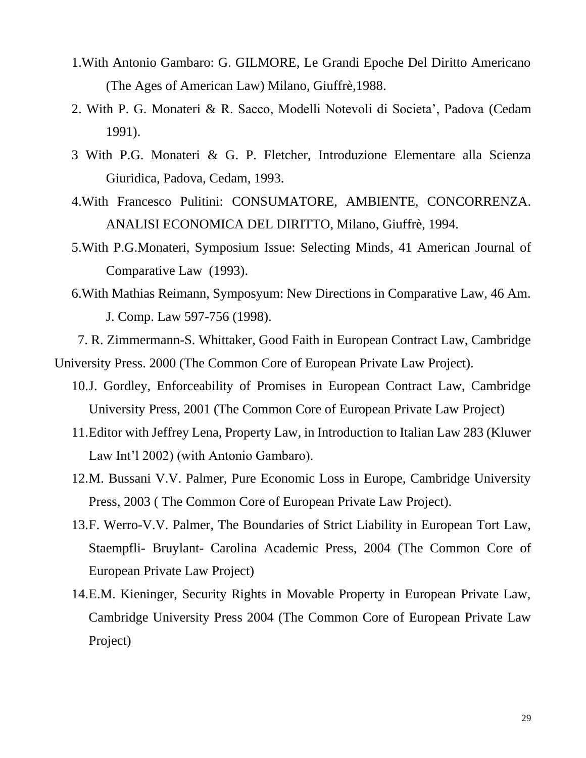1.With Antonio Gambaro: G. GILMORE, Le Grandi Epoche Del Diritto Americano (The Ages of American Law) Milano, Giuffrè,1988.

2. With P. G. Monateri & R. Sacco, Modelli Notevoli di Societa', Padova (Cedam 1991).

3 With P.G. Monateri & G. P. Fletcher, Introduzione Elementare alla Scienza Giuridica, Padova, Cedam, 1993.

4.With Francesco Pulitini: CONSUMATORE, AMBIENTE, CONCORRENZA. ANALISI ECONOMICA DEL DIRITTO, Milano, Giuffrè, 1994.

5.With P.G.Monateri, Symposium Issue: Selecting Minds, 41 American Journal of Comparative Law (1993).

6.With Mathias Reimann, Symposyum: New Directions in Comparative Law, 46 Am. J. Comp. Law 597-756 (1998).

7. R. Zimmermann-S. Whittaker, Good Faith in European Contract Law, Cambridge University Press. 2000 (The Common Core of European Private Law Project).

10.J. Gordley, Enforceability of Promises in European Contract Law, Cambridge University Press, 2001 (The Common Core of European Private Law Project)

11.Editor with Jeffrey Lena, Property Law, in Introduction to Italian Law 283 (Kluwer Law Int'l 2002) (with Antonio Gambaro).

12.M. Bussani V.V. Palmer, Pure Economic Loss in Europe, Cambridge University Press, 2003 ( The Common Core of European Private Law Project).

13.F. Werro-V.V. Palmer, The Boundaries of Strict Liability in European Tort Law, Staempfli- Bruylant- Carolina Academic Press, 2004 (The Common Core of European Private Law Project)

14.E.M. Kieninger, Security Rights in Movable Property in European Private Law, Cambridge University Press 2004 (The Common Core of European Private Law Project)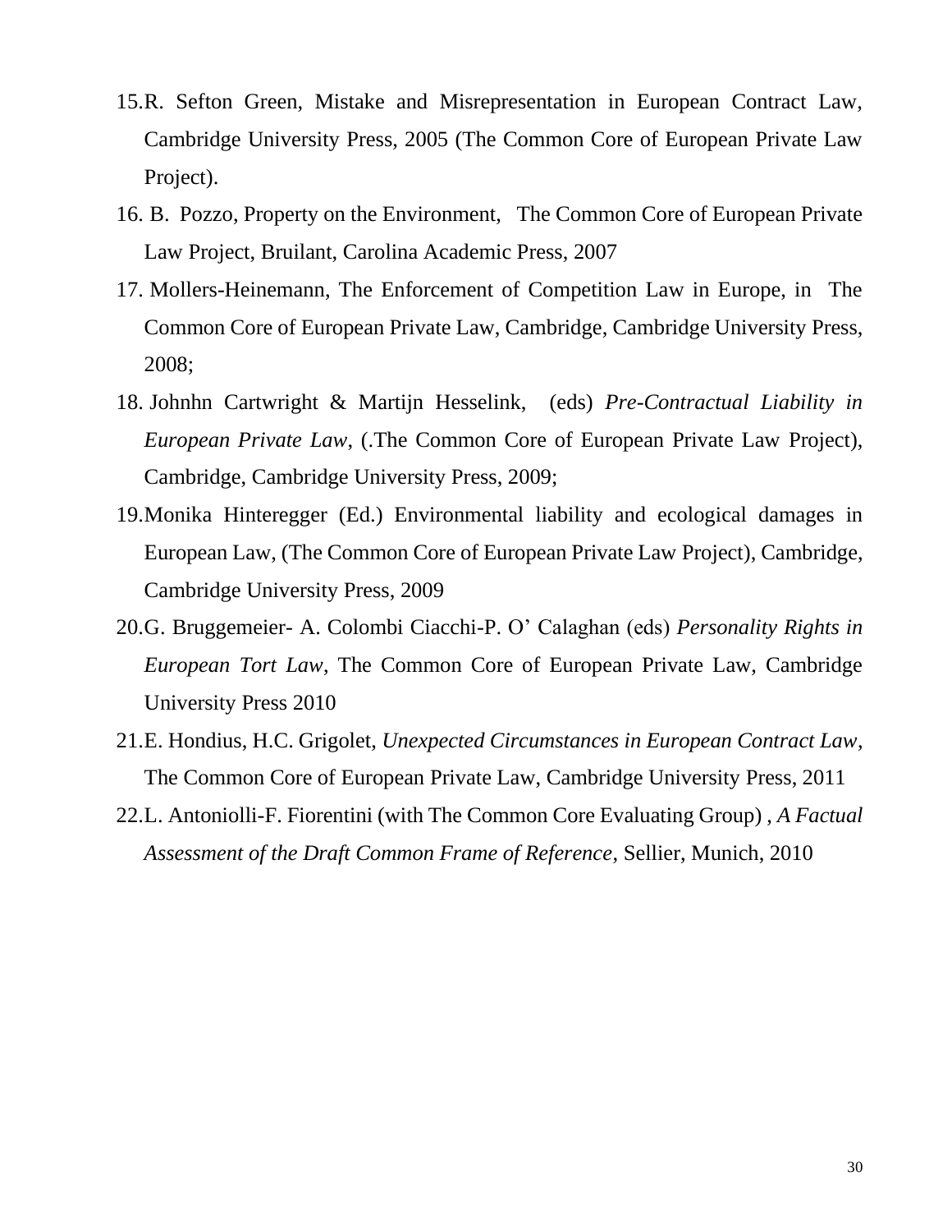15. R. Sefton Green, Mistake and Misrepresentation in European Contract Law, Cambridge University Press, 2005 (The Common Core of European Private Law Project).
16. B. Pozzo, Property on the Environment, The Common Core of European Private Law Project, Bruilant, Carolina Academic Press, 2007
17. Mollers-Heinemann, The Enforcement of Competition Law in Europe, in The Common Core of European Private Law, Cambridge, Cambridge University Press, 2008;
18. Johnhn Cartwright & Martijn Hesselink, (eds) *Pre-Contractual Liability in European Private Law*, (.The Common Core of European Private Law Project), Cambridge, Cambridge University Press, 2009;
19. Monika Hinteregger (Ed.) Environmental liability and ecological damages in European Law, (The Common Core of European Private Law Project), Cambridge, Cambridge University Press, 2009
20. G. Bruggemeier- A. Colombi Ciacchi-P. O' Calaghan (eds) *Personality Rights in European Tort Law*, The Common Core of European Private Law, Cambridge University Press 2010
21. E. Hondius, H.C. Grigolet, *Unexpected Circumstances in European Contract Law*, The Common Core of European Private Law, Cambridge University Press, 2011
22. L. Antoniolli-F. Fiorentini (with The Common Core Evaluating Group) , *A Factual Assessment of the Draft Common Frame of Reference*, Sellier, Munich, 2010